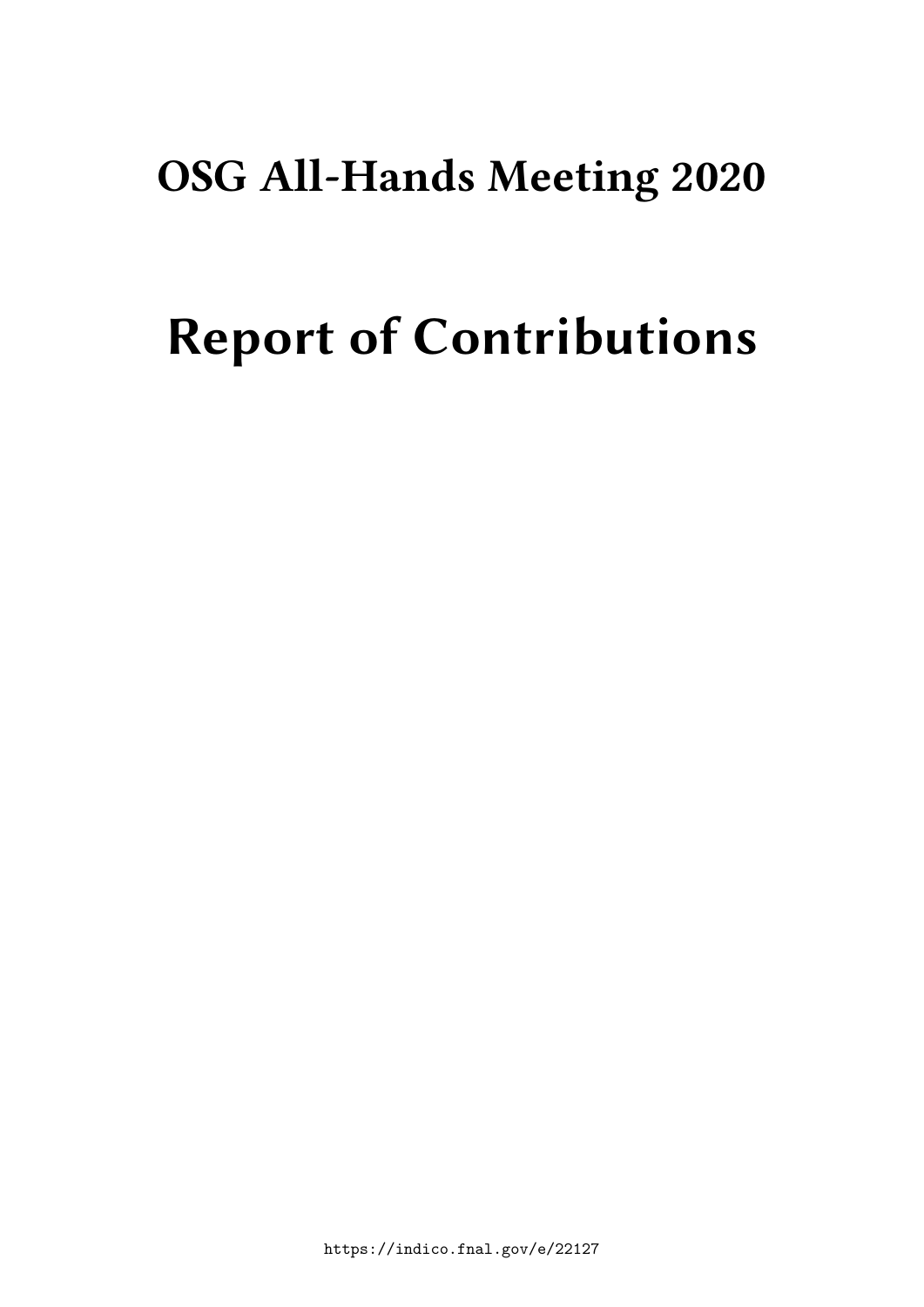# OSG All-Hands Meeting 2020

# Report of Contributions

https://indico.fnal.gov/e/22127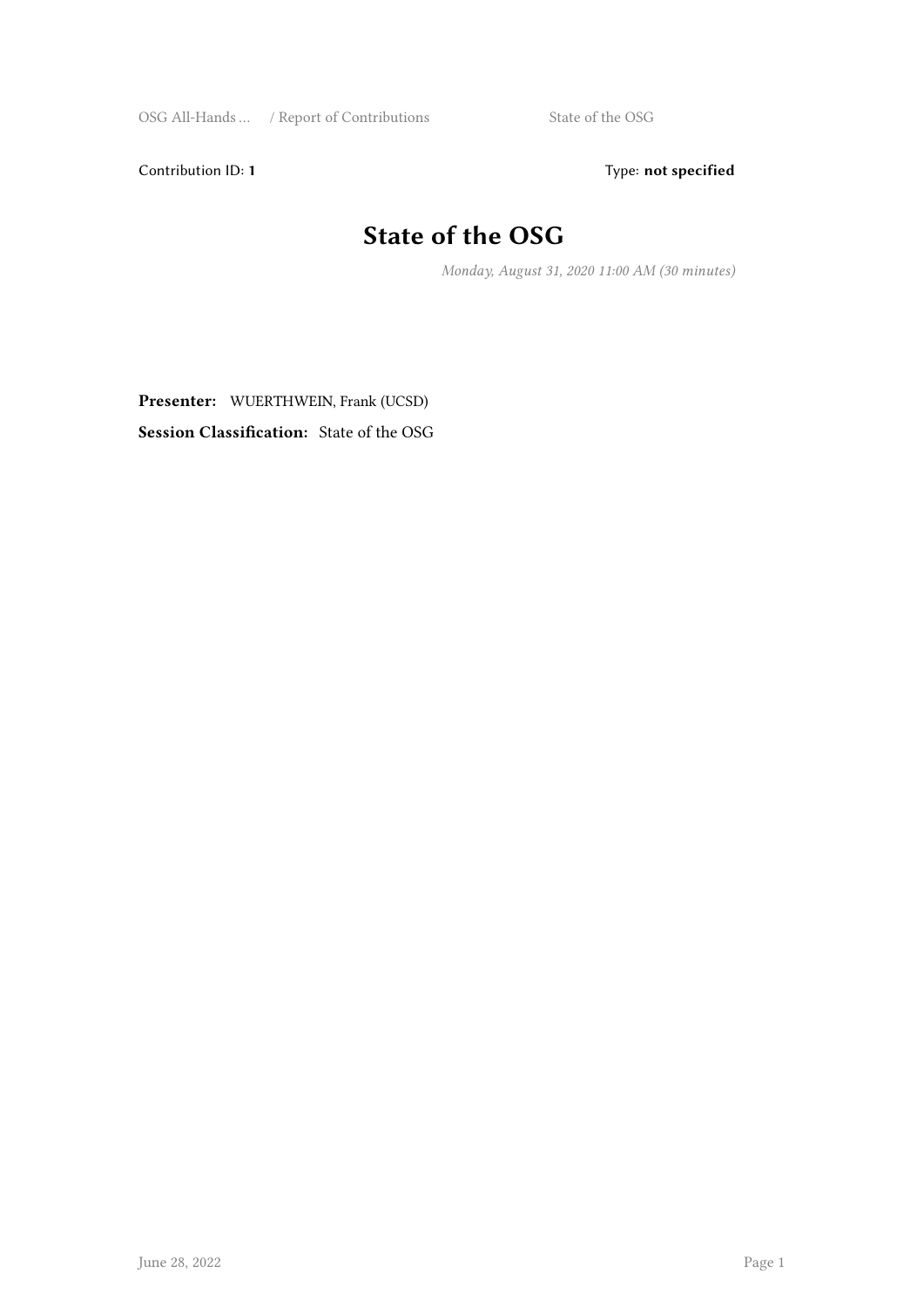Contribution ID: **1** Type: **not specified**

# State of the OSG

*Monday, August 31, 2020 11:00 AM (30 minutes)*

**Presenter:** WUERTHWEIN, Frank (UCSD)

**Session Classification:** State of the OSG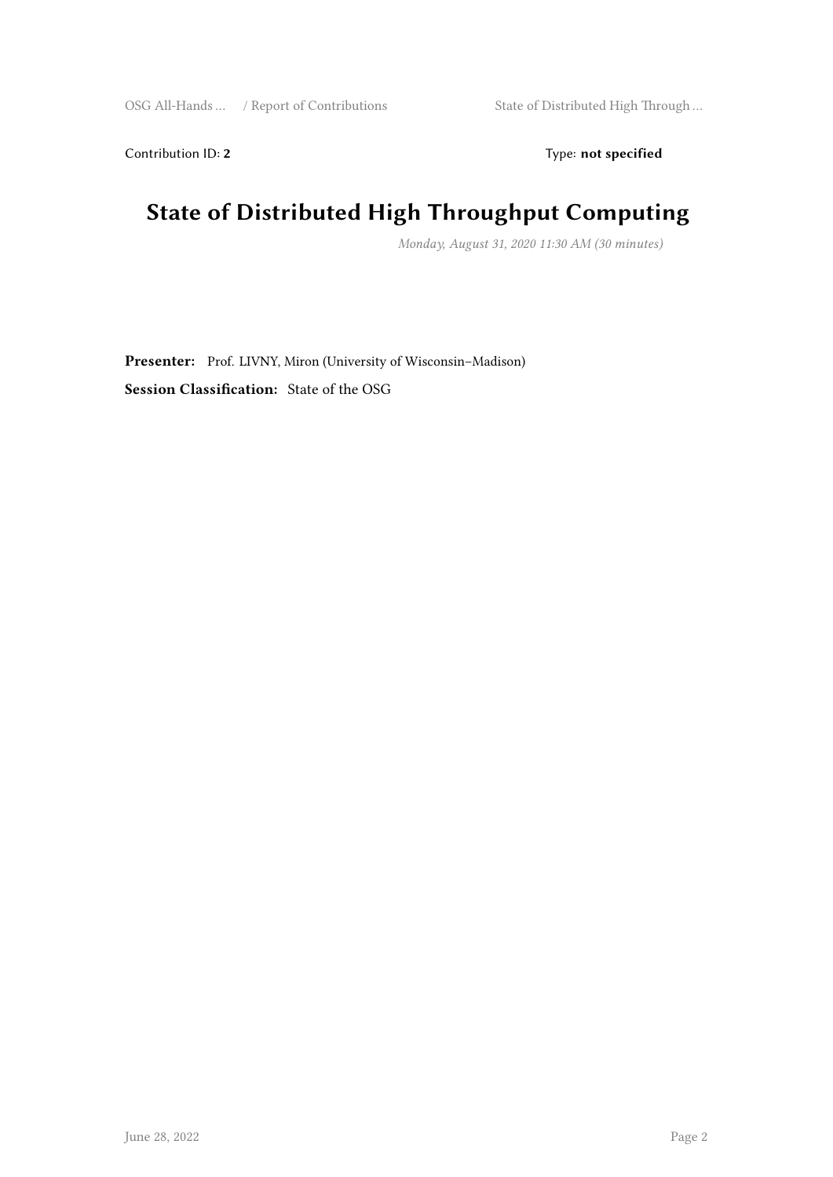Contribution ID: **2** Type: **not specified**

# State of Distributed High Throughput Computing

*Monday, August 31, 2020 11:30 AM (30 minutes)*

**Presenter:** Prof. LIVNY, Miron (University of Wisconsin–Madison)

**Session Classification:** State of the OSG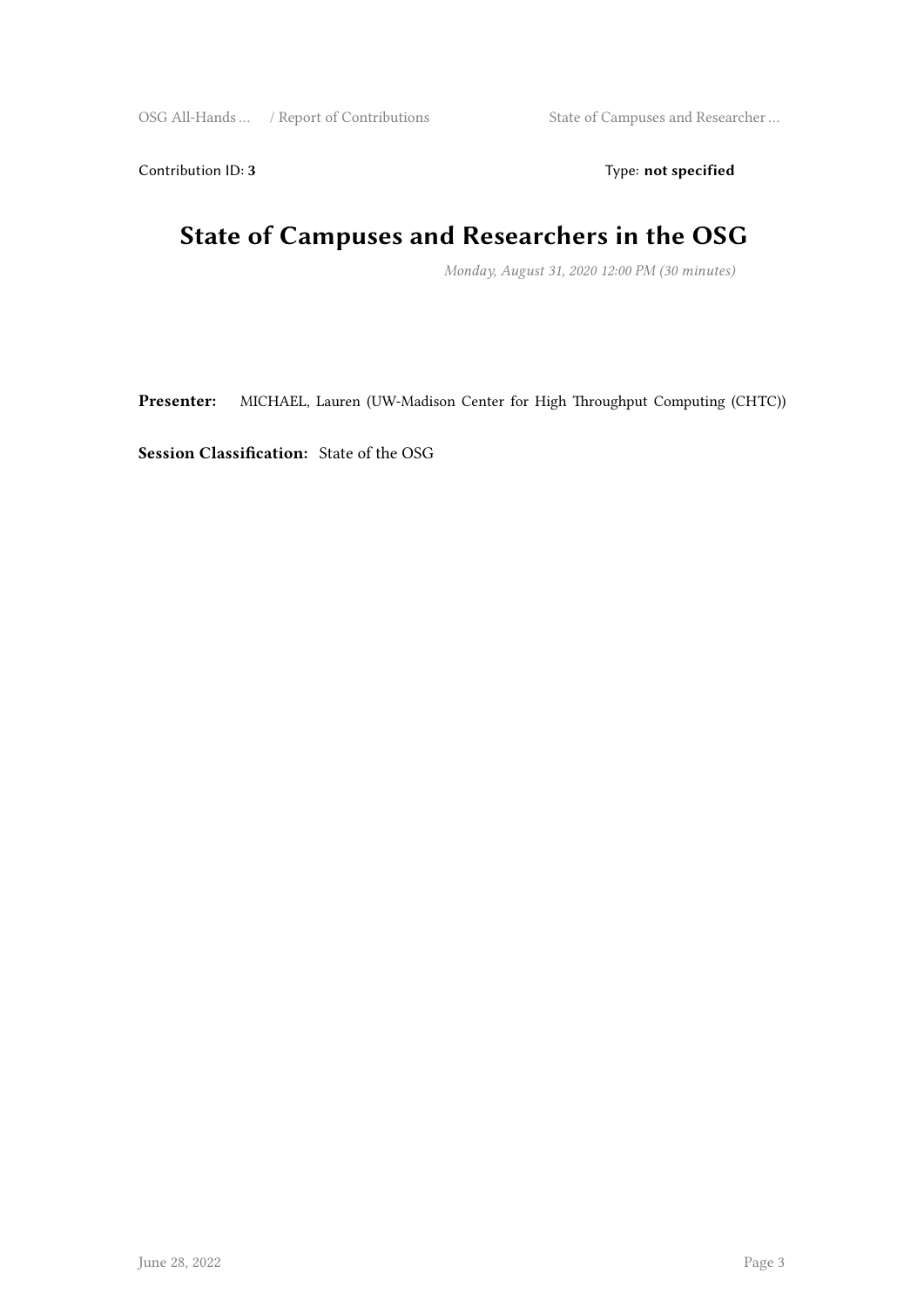Contribution ID: **3** Type: **not specified**

# State of Campuses and Researchers in the OSG

*Monday, August 31, 2020 12:00 PM (30 minutes)*

**Presenter:** MICHAEL, Lauren (UW-Madison Center for High Throughput Computing (CHTC))

**Session Classification:** State of the OSG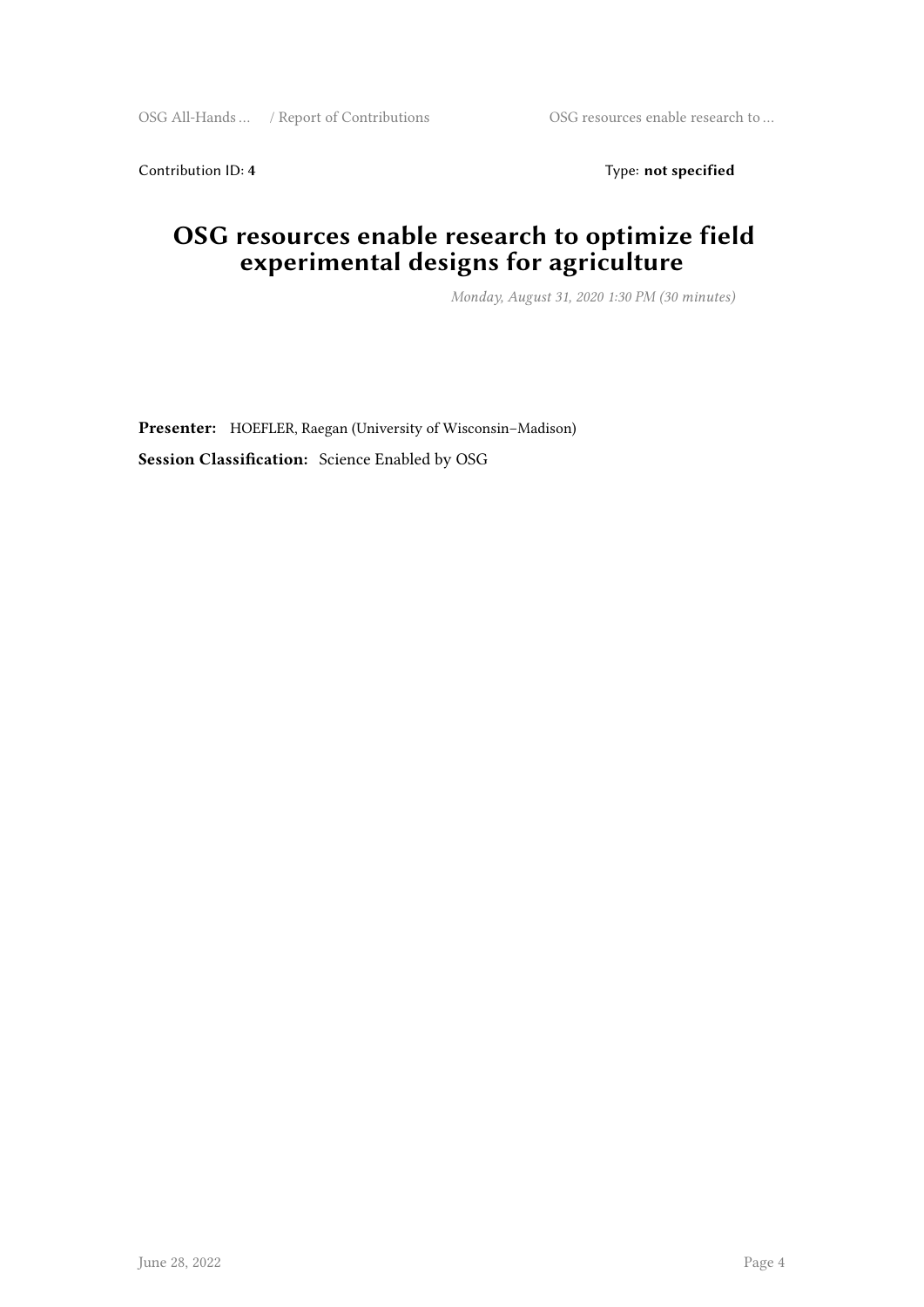Contribution ID: **4** Type: **not specified**

# OSG resources enable research to optimize field experimental designs for agriculture

*Monday, August 31, 2020 1:30 PM (30 minutes)*

**Presenter:** HOEFLER, Raegan (University of Wisconsin–Madison)

**Session Classification:** Science Enabled by OSG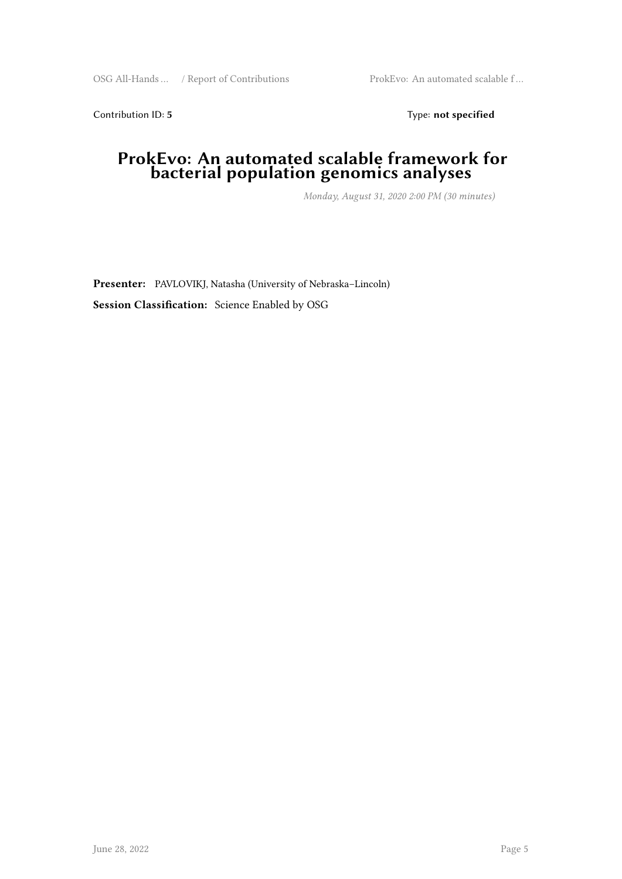Contribution ID: **5** Type: **not specified**

# ProkEvo: An automated scalable framework for bacterial population genomics analyses

*Monday, August 31, 2020 2:00 PM (30 minutes)*

**Presenter:** PAVLOVIKJ, Natasha (University of Nebraska–Lincoln)

**Session Classification:** Science Enabled by OSG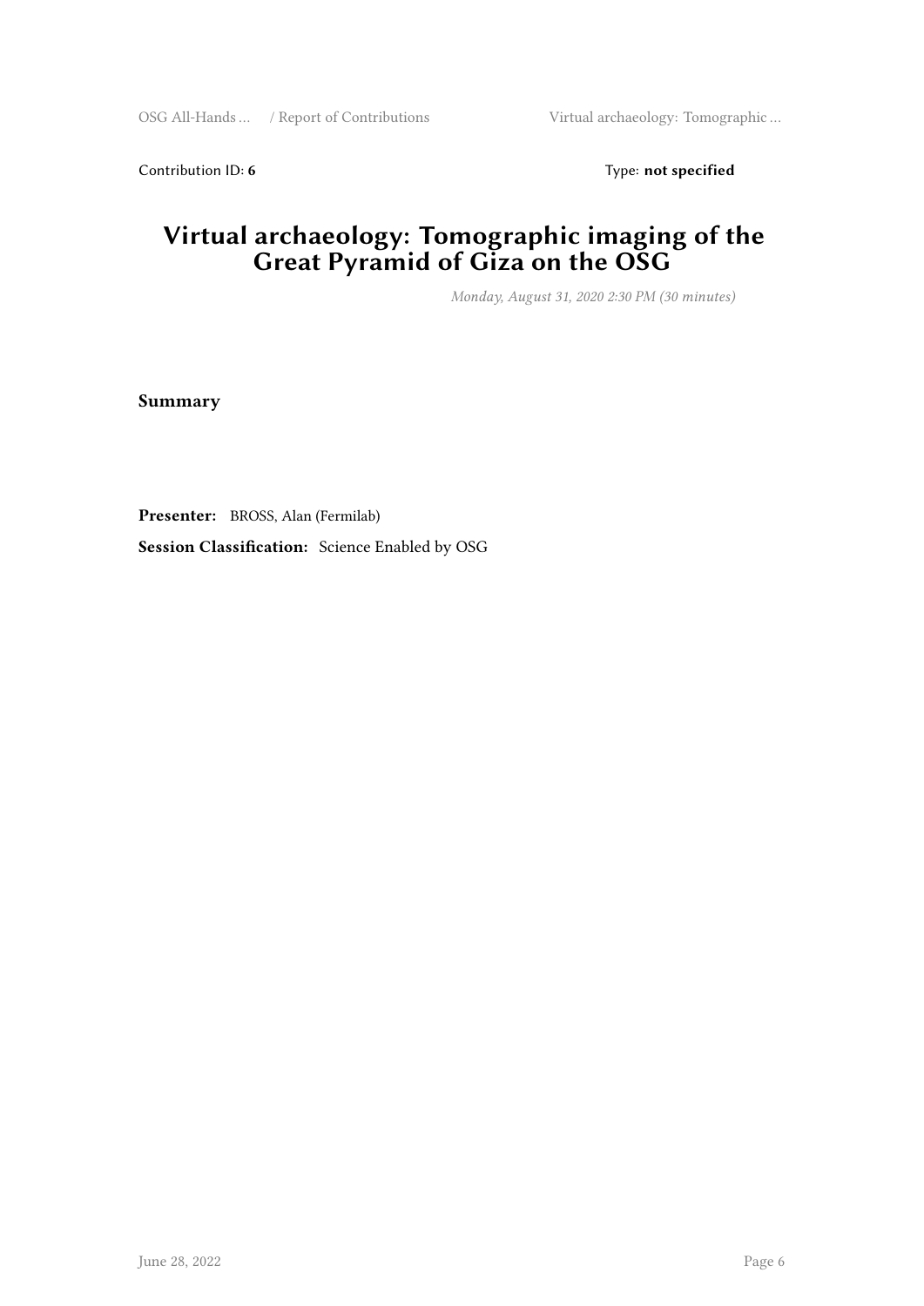Contribution ID: **6** Type: **not specified**

# Virtual archaeology: Tomographic imaging of the Great Pyramid of Giza on the OSG

*Monday, August 31, 2020 2:30 PM (30 minutes)*

**Summary**

**Presenter:** BROSS, Alan (Fermilab)

**Session Classification:** Science Enabled by OSG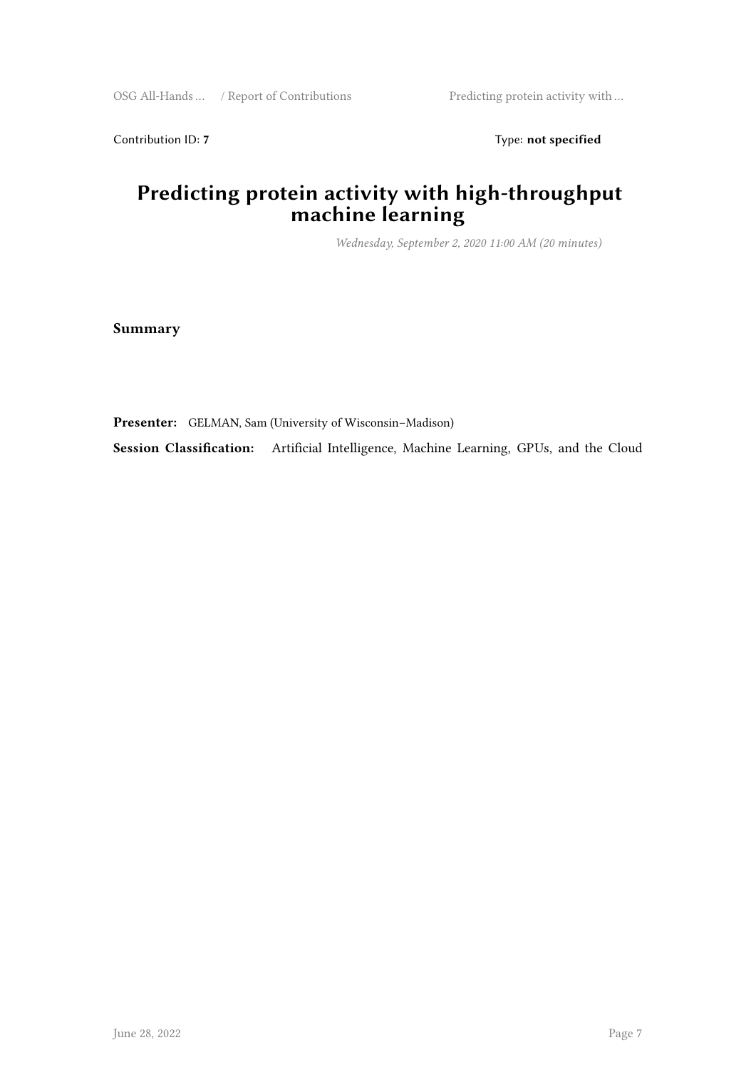Contribution ID: **7** Type: **not specified**

# Predicting protein activity with high-throughput machine learning

*Wednesday, September 2, 2020 11:00 AM (20 minutes)*

**Summary**

**Presenter:** GELMAN, Sam (University of Wisconsin–Madison)

**Session Classification:** Artificial Intelligence, Machine Learning, GPUs, and the Cloud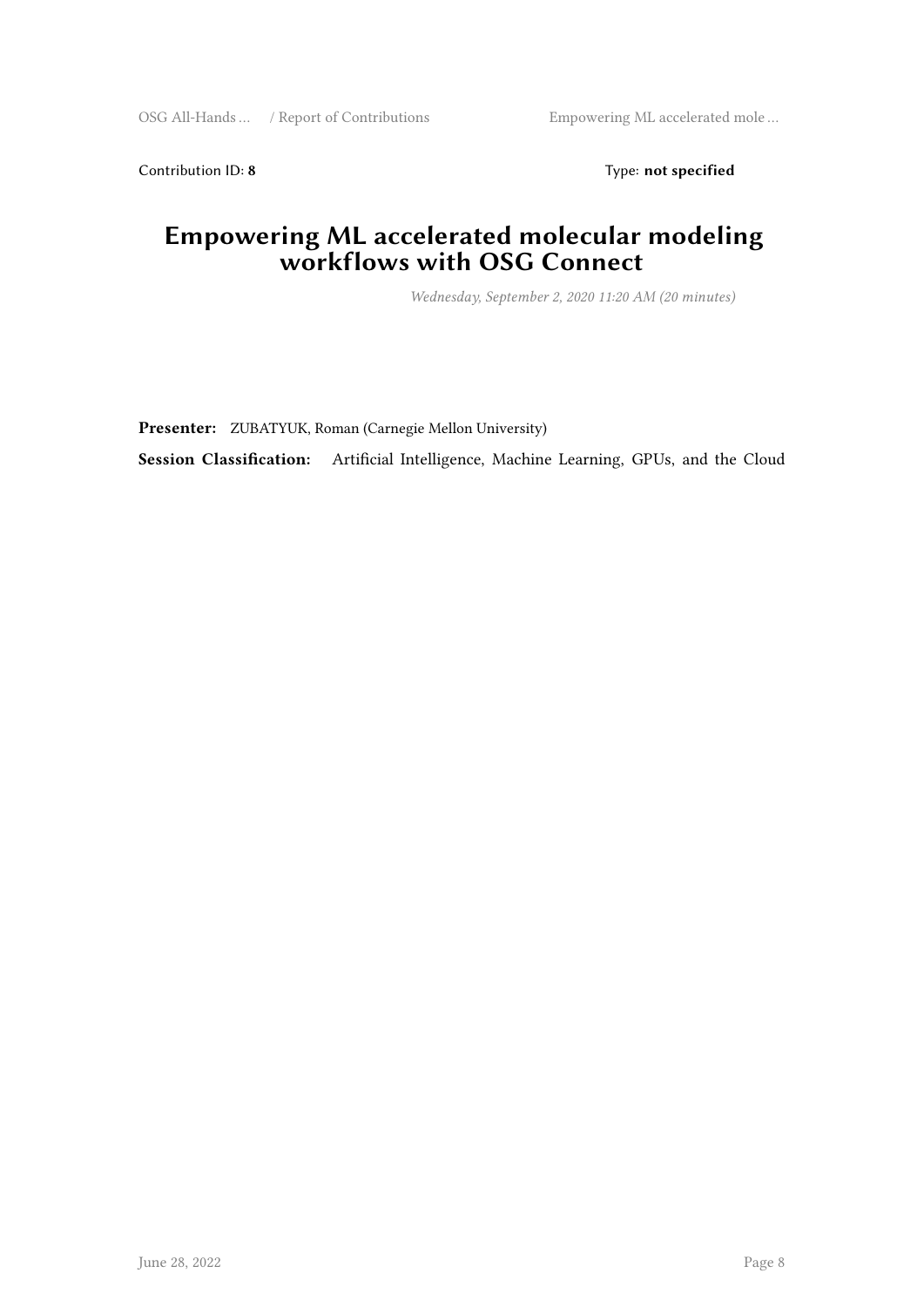Contribution ID: **8**

Type: **not specified**

# Empowering ML accelerated molecular modeling workflows with OSG Connect

*Wednesday, September 2, 2020 11:20 AM (20 minutes)*

**Presenter:** ZUBATYUK, Roman (Carnegie Mellon University)

**Session Classification:** Artificial Intelligence, Machine Learning, GPUs, and the Cloud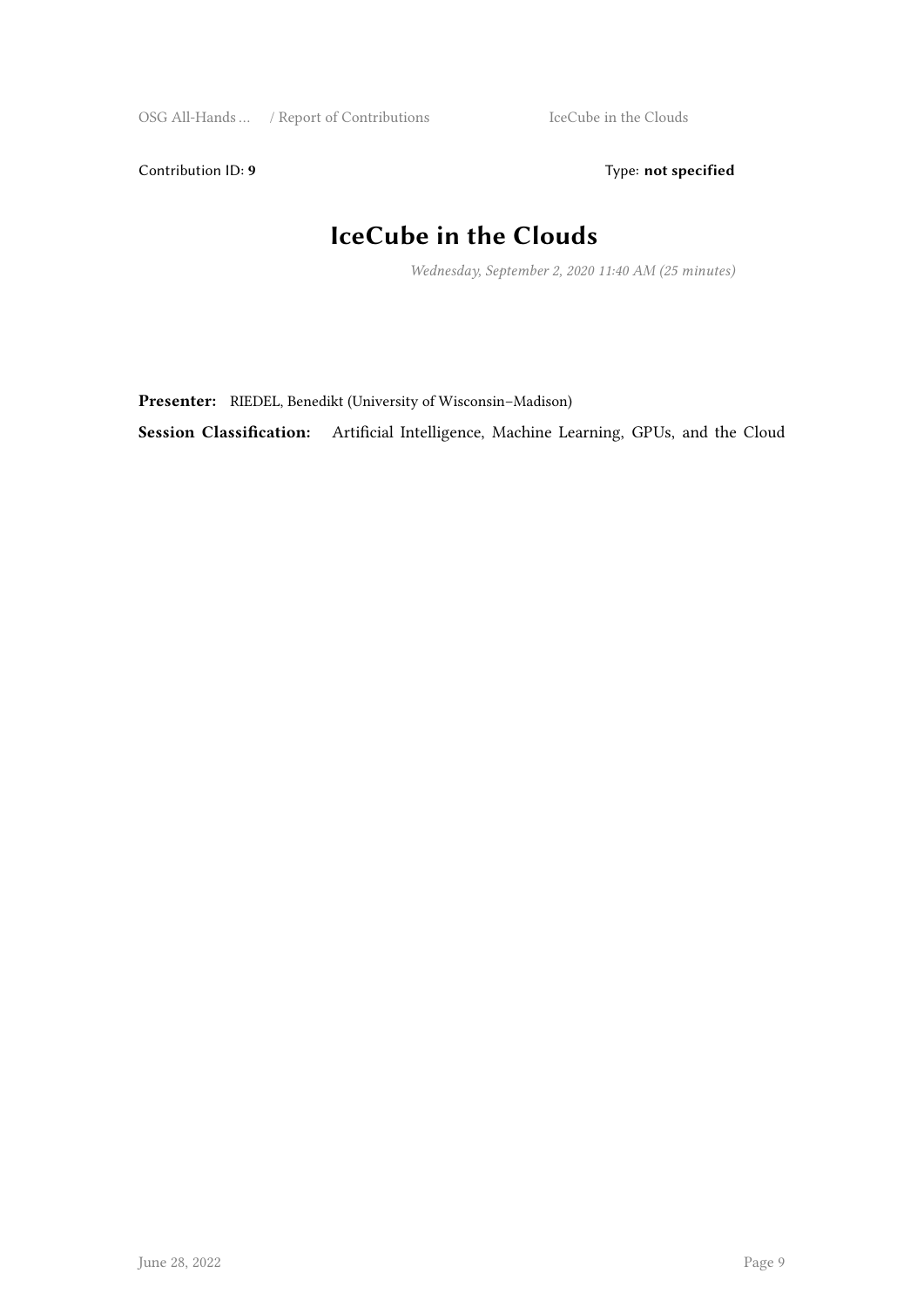Contribution ID: **9** Type: **not specified**

# IceCube in the Clouds

*Wednesday, September 2, 2020 11:40 AM (25 minutes)*

**Presenter:** RIEDEL, Benedikt (University of Wisconsin–Madison)

**Session Classification:** Artificial Intelligence, Machine Learning, GPUs, and the Cloud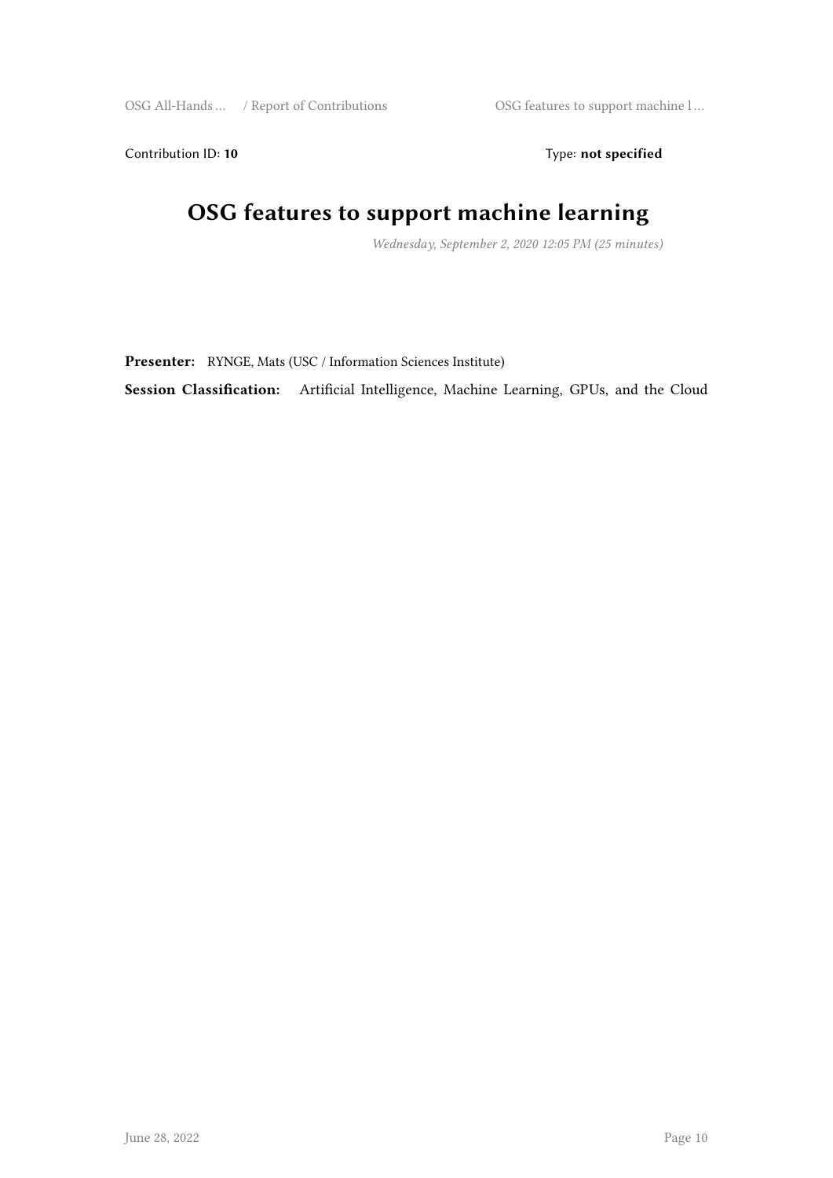Contribution ID: **10** Type: **not specified**

# OSG features to support machine learning

*Wednesday, September 2, 2020 12:05 PM (25 minutes)*

**Presenter:** RYNGE, Mats (USC / Information Sciences Institute)

**Session Classification:** Artificial Intelligence, Machine Learning, GPUs, and the Cloud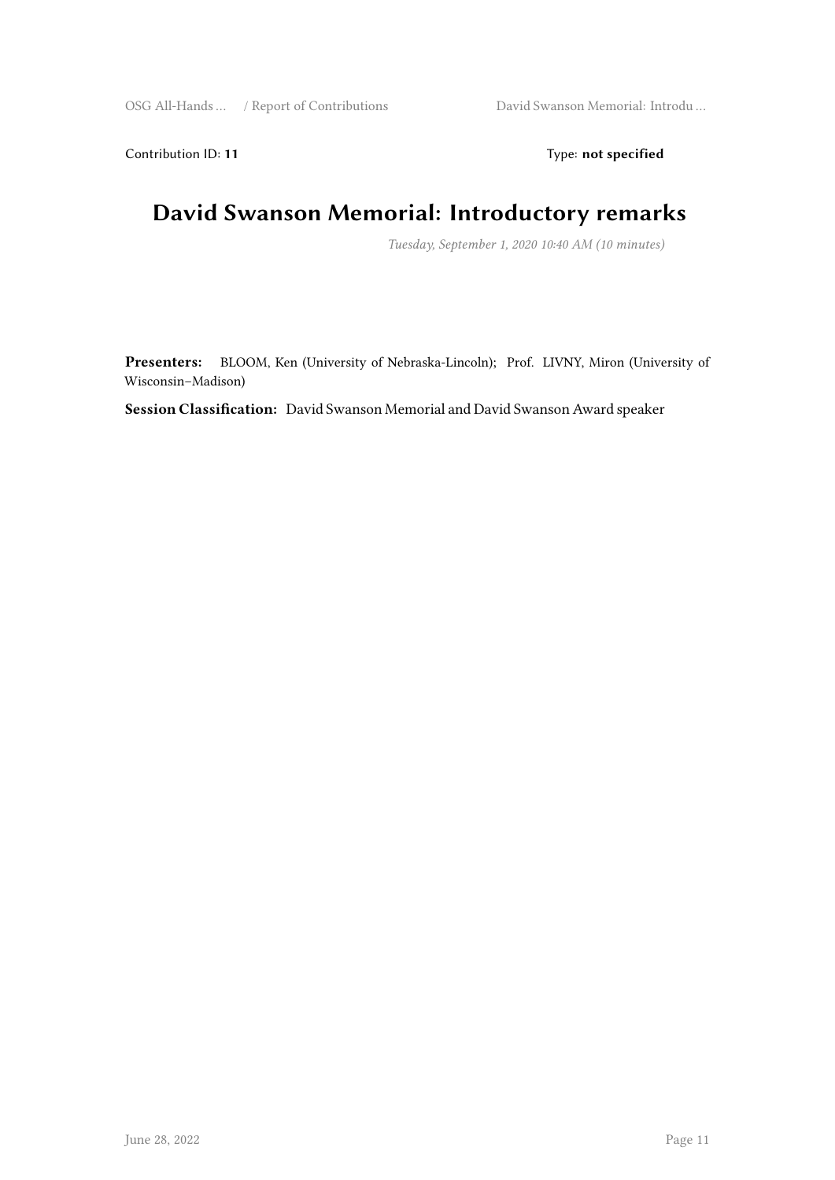Contribution ID: **11** Type: **not specified**

# David Swanson Memorial: Introductory remarks

*Tuesday, September 1, 2020 10:40 AM (10 minutes)*

**Presenters:** BLOOM, Ken (University of Nebraska-Lincoln); Prof. LIVNY, Miron (University of Wisconsin–Madison)

**Session Classification:** David Swanson Memorial and David Swanson Award speaker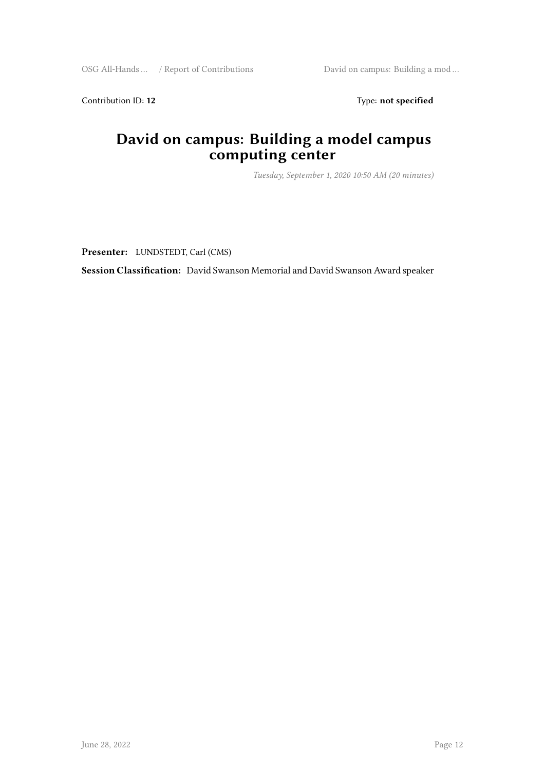Contribution ID: **12** Type: **not specified**

# David on campus: Building a model campus computing center

*Tuesday, September 1, 2020 10:50 AM (20 minutes)*

**Presenter:** LUNDSTEDT, Carl (CMS)

**Session Classification:** David Swanson Memorial and David Swanson Award speaker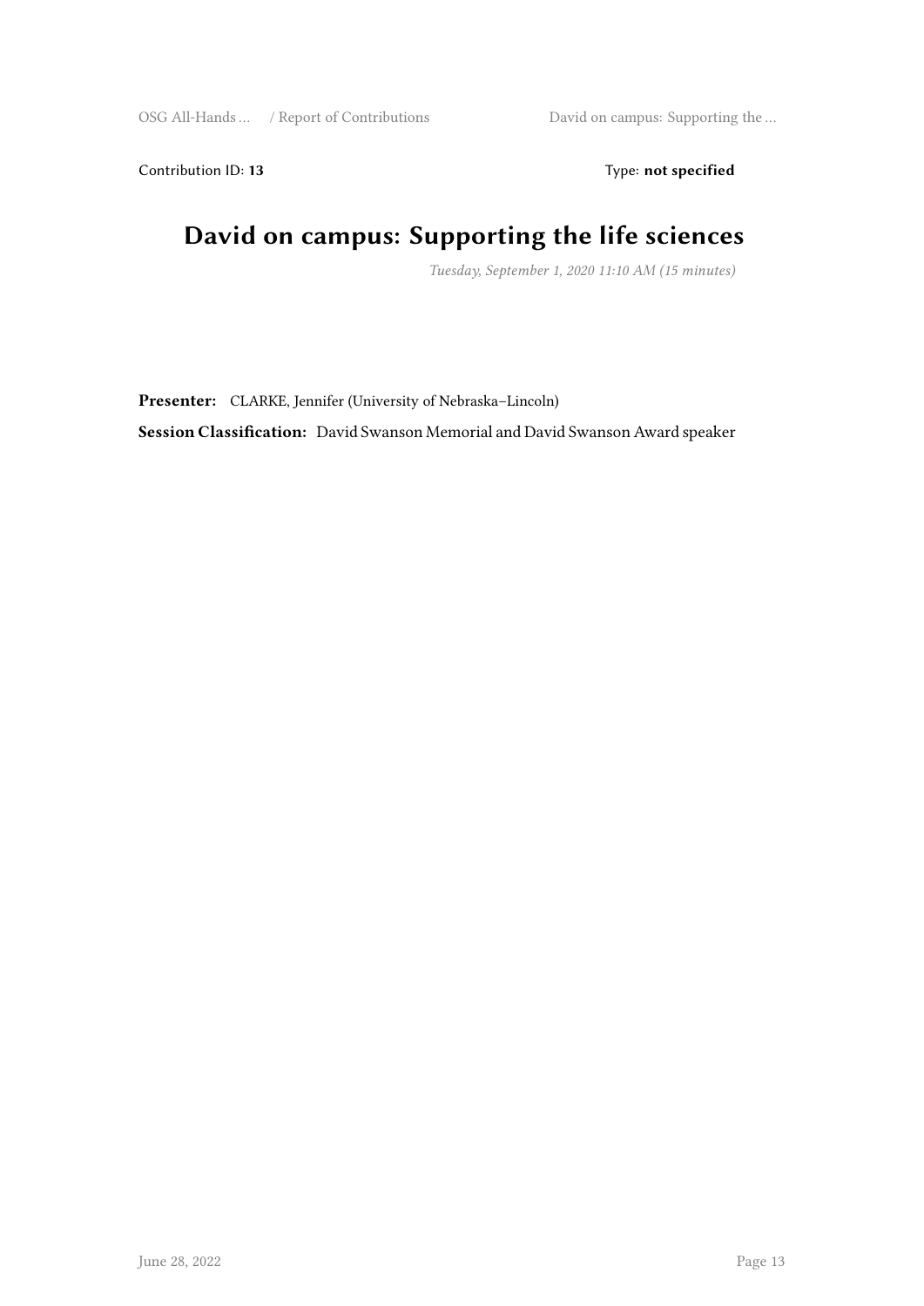Contribution ID: **13** Type: **not specified**

# David on campus: Supporting the life sciences

*Tuesday, September 1, 2020 11:10 AM (15 minutes)*

**Presenter:** CLARKE, Jennifer (University of Nebraska–Lincoln)

**Session Classification:** David Swanson Memorial and David Swanson Award speaker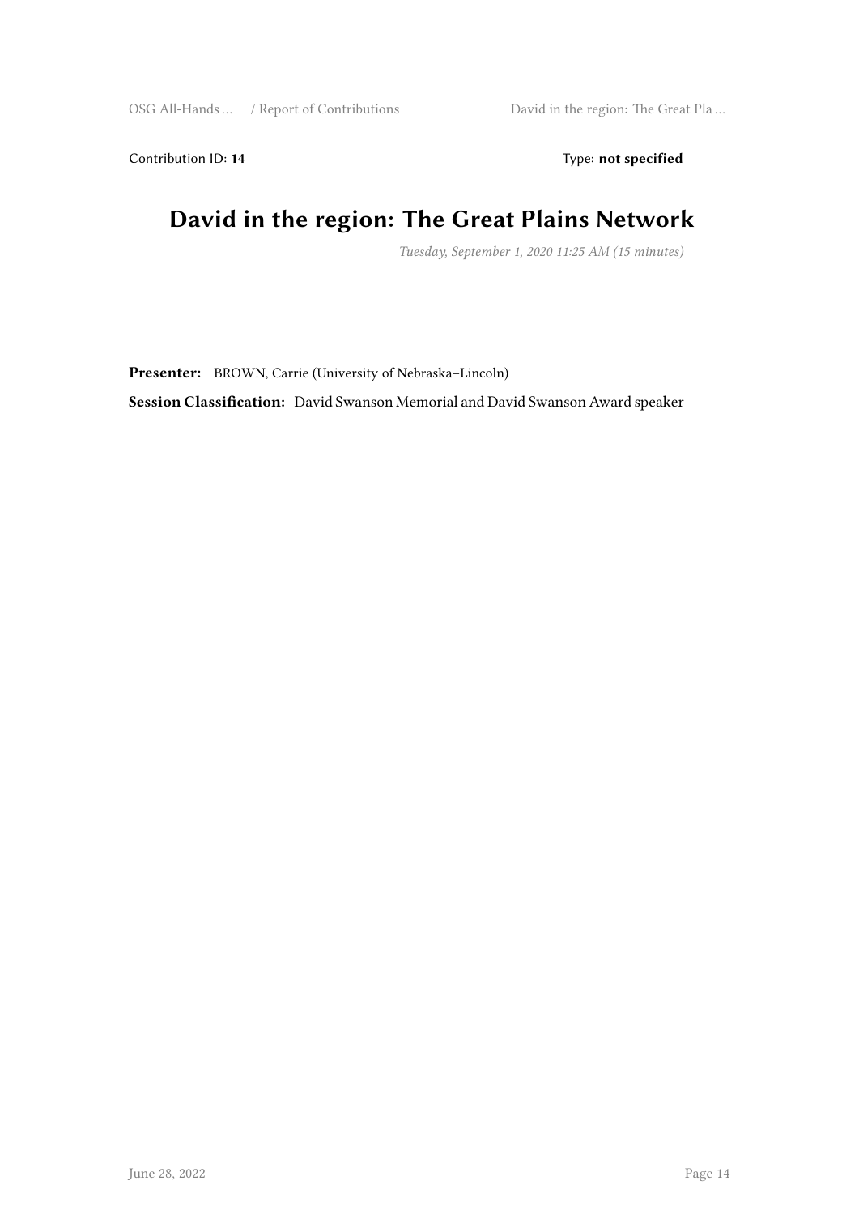Contribution ID: **14** Type: **not specified**

# David in the region: The Great Plains Network

*Tuesday, September 1, 2020 11:25 AM (15 minutes)*

**Presenter:** BROWN, Carrie (University of Nebraska–Lincoln)

**Session Classification:** David Swanson Memorial and David Swanson Award speaker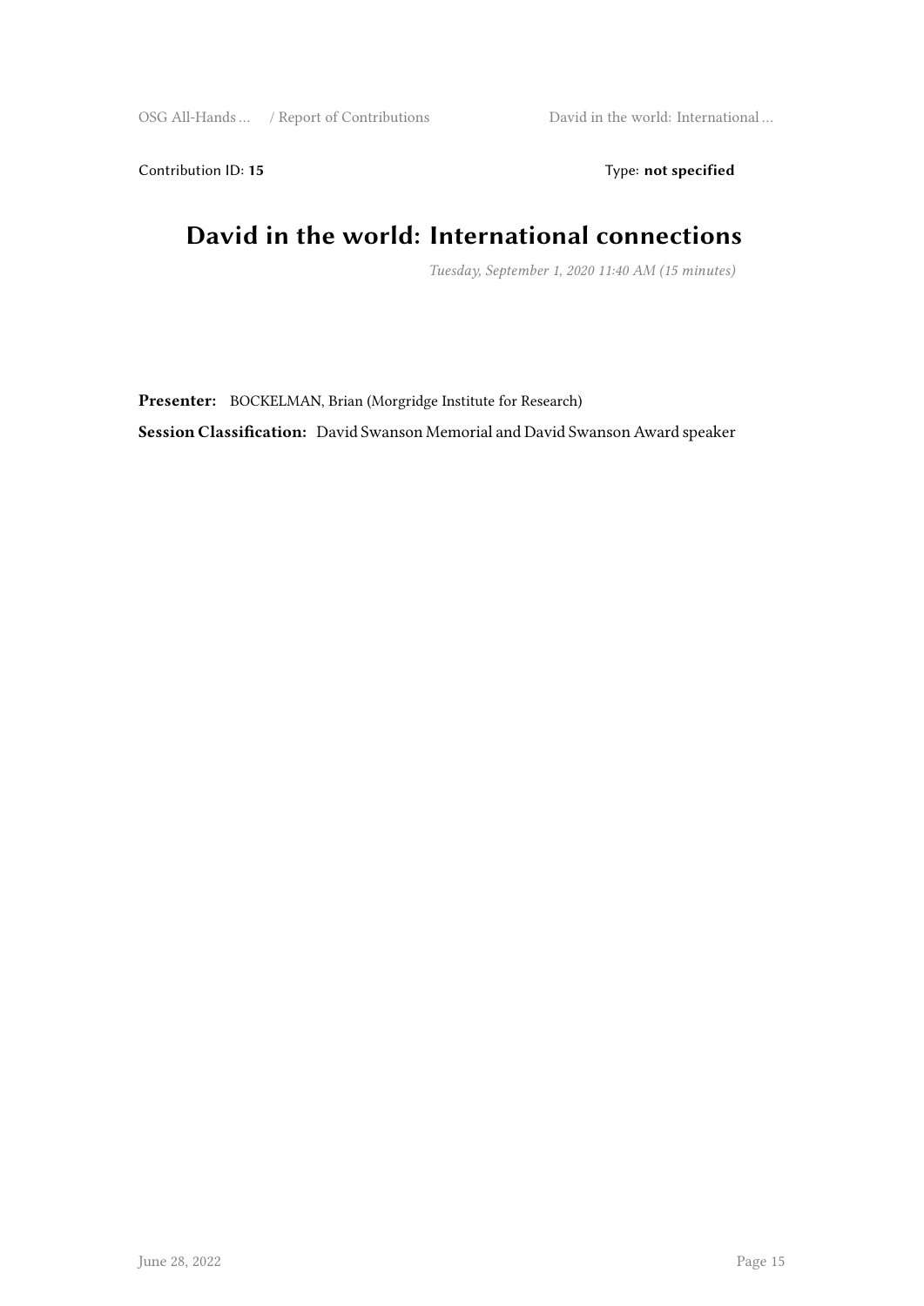Contribution ID: **15** Type: **not specified**

# David in the world: International connections

*Tuesday, September 1, 2020 11:40 AM (15 minutes)*

**Presenter:** BOCKELMAN, Brian (Morgridge Institute for Research)

**Session Classification:** David Swanson Memorial and David Swanson Award speaker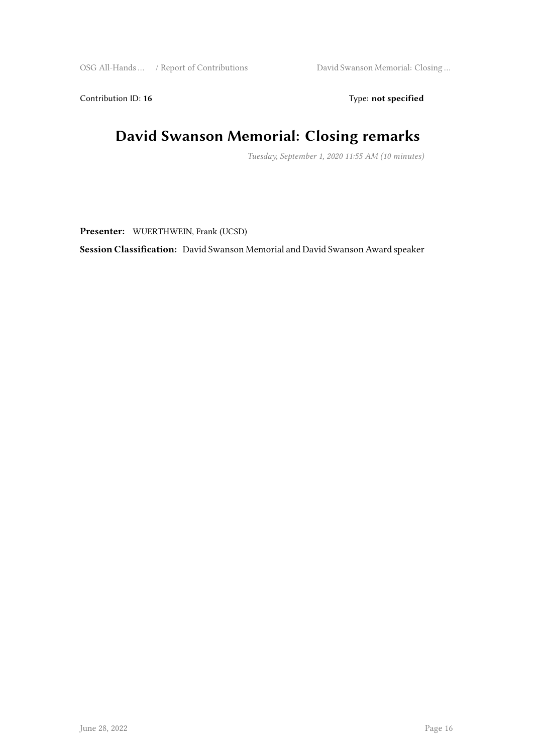Contribution ID: **16** Type: **not specified**

# David Swanson Memorial: Closing remarks

*Tuesday, September 1, 2020 11:55 AM (10 minutes)*

**Presenter:** WUERTHWEIN, Frank (UCSD)

**Session Classification:** David Swanson Memorial and David Swanson Award speaker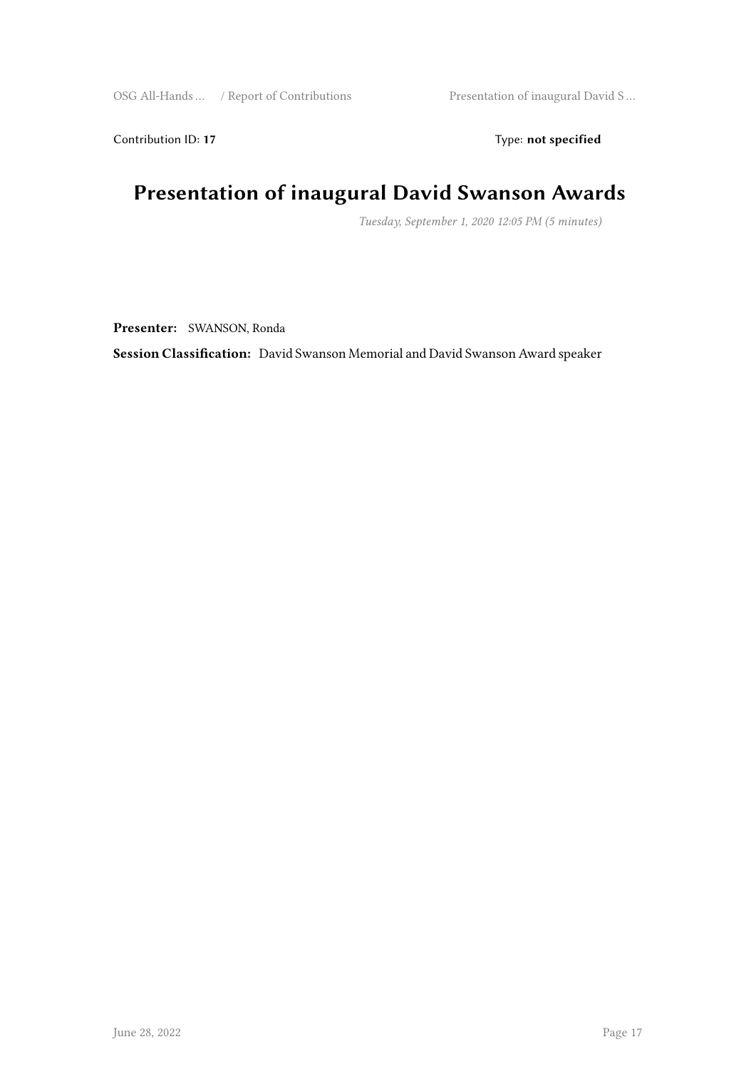Contribution ID: **17** Type: **not specified**

# Presentation of inaugural David Swanson Awards

*Tuesday, September 1, 2020 12:05 PM (5 minutes)*

**Presenter:** SWANSON, Ronda

**Session Classification:** David Swanson Memorial and David Swanson Award speaker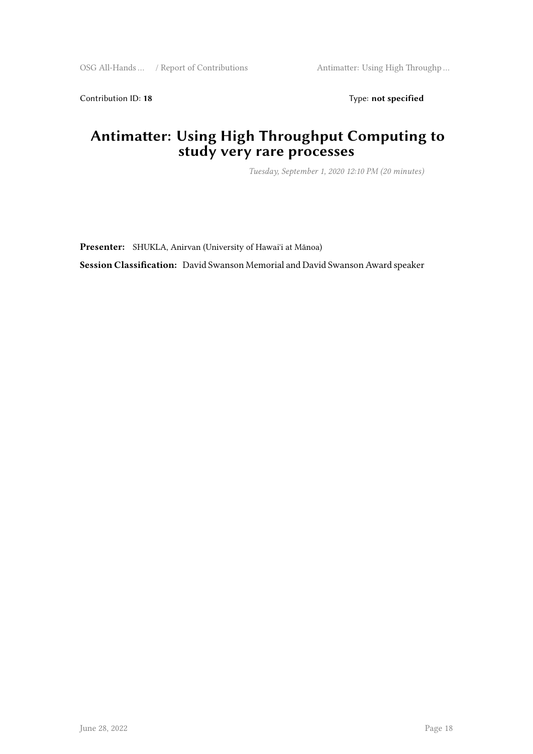Contribution ID: **18** Type: **not specified**

# Antimatter: Using High Throughput Computing to study very rare processes

*Tuesday, September 1, 2020 12:10 PM (20 minutes)*

**Presenter:** SHUKLA, Anirvan (University of Hawai'i at Mānoa)

**Session Classification:** David Swanson Memorial and David Swanson Award speaker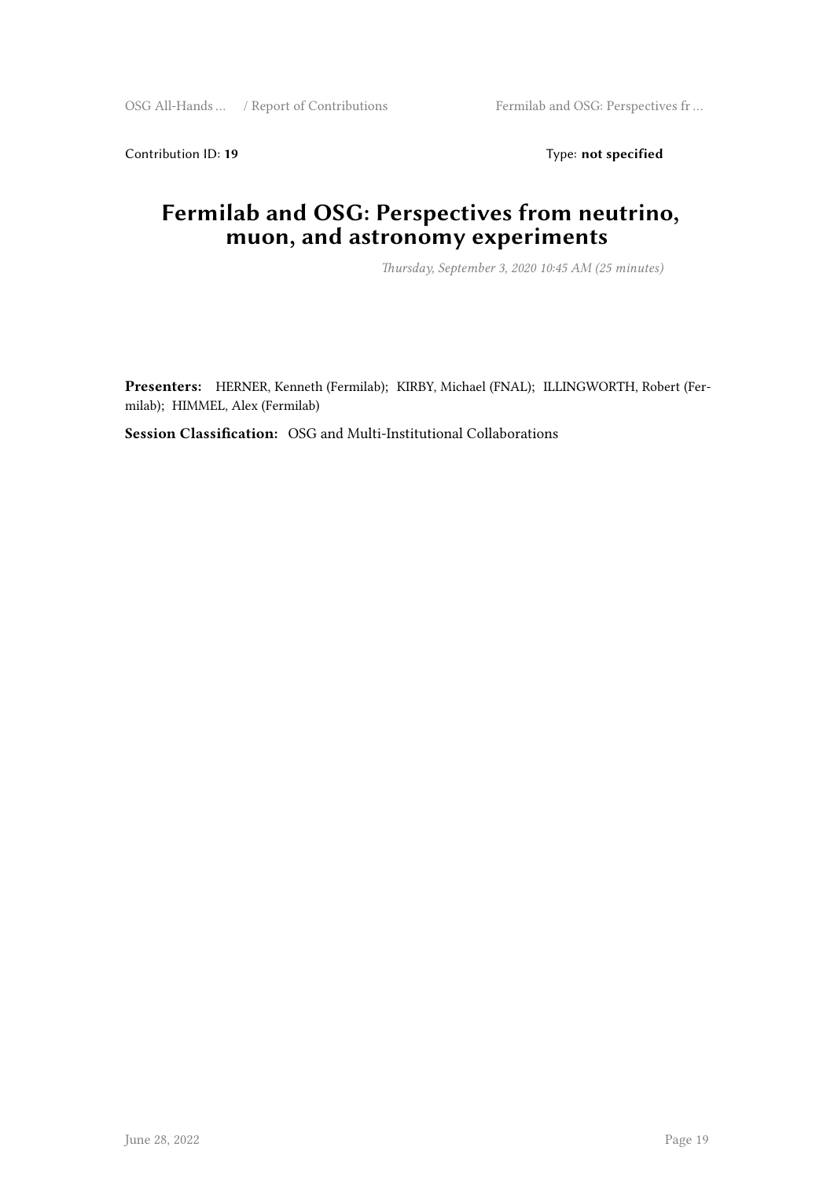Contribution ID: **19** Type: **not specified**

# Fermilab and OSG: Perspectives from neutrino, muon, and astronomy experiments

*Thursday, September 3, 2020 10:45 AM (25 minutes)*

**Presenters:** HERNER, Kenneth (Fermilab); KIRBY, Michael (FNAL); ILLINGWORTH, Robert (Fermilab); HIMMEL, Alex (Fermilab)

**Session Classification:** OSG and Multi-Institutional Collaborations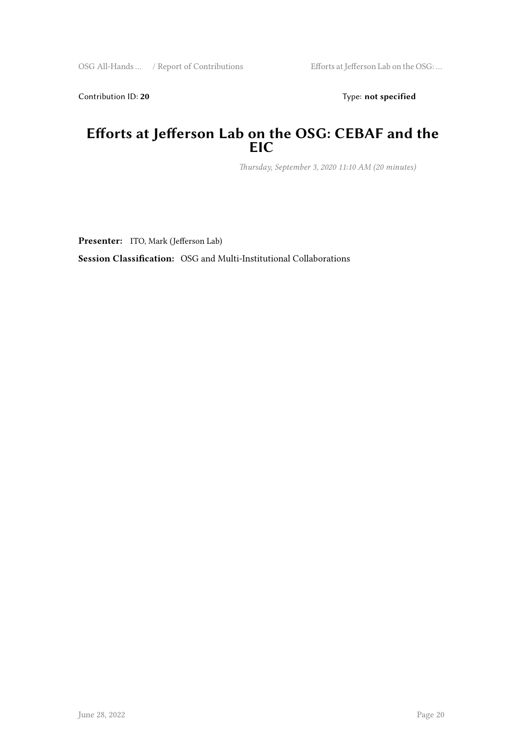Contribution ID: **20** Type: **not specified**

# Efforts at Jefferson Lab on the OSG: CEBAF and the EIC

*Thursday, September 3, 2020 11:10 AM (20 minutes)*

**Presenter:** ITO, Mark (Jefferson Lab)

**Session Classification:** OSG and Multi-Institutional Collaborations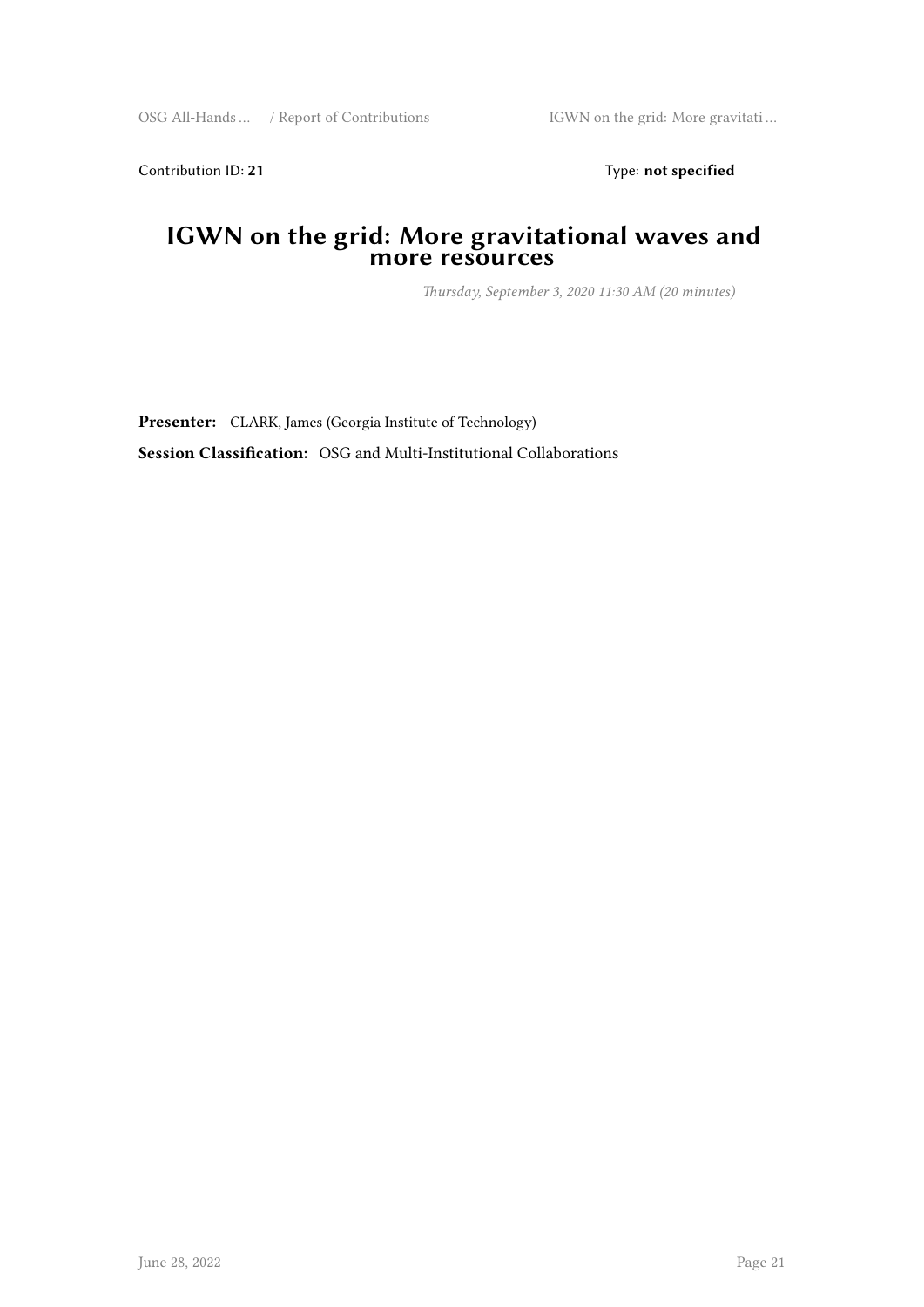Contribution ID: **21** Type: **not specified**

# IGWN on the grid: More gravitational waves and more resources

*Thursday, September 3, 2020 11:30 AM (20 minutes)*

**Presenter:** CLARK, James (Georgia Institute of Technology)

**Session Classification:** OSG and Multi-Institutional Collaborations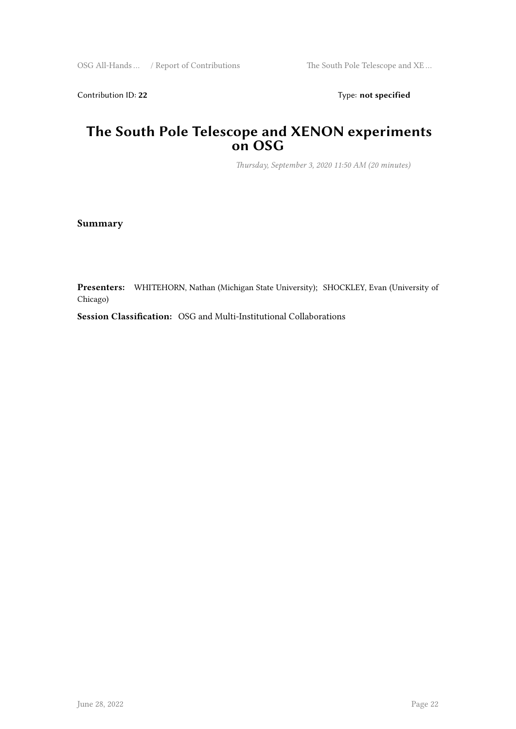Contribution ID: **22** Type: **not specified**

# The South Pole Telescope and XENON experiments on OSG

*Thursday, September 3, 2020 11:50 AM (20 minutes)*

**Summary**

**Presenters:** WHITEHORN, Nathan (Michigan State University); SHOCKLEY, Evan (University of Chicago)

**Session Classification:** OSG and Multi-Institutional Collaborations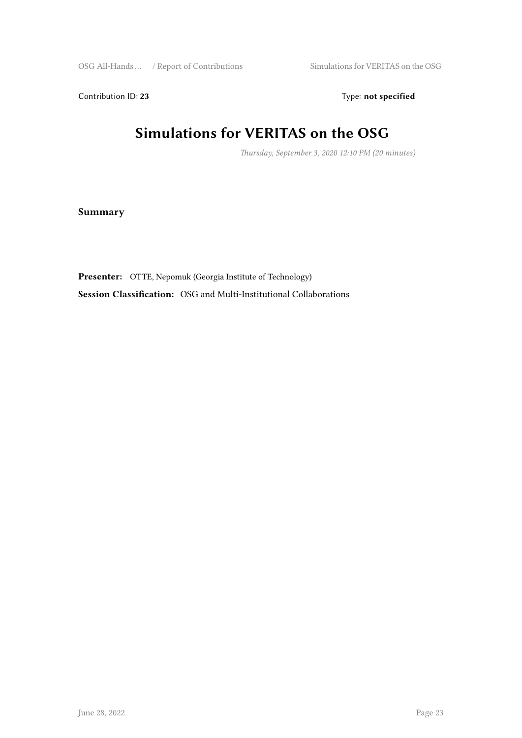Contribution ID: **23** Type: **not specified**

# Simulations for VERITAS on the OSG

*Thursday, September 3, 2020 12:10 PM (20 minutes)*

**Summary**

**Presenter:** OTTE, Nepomuk (Georgia Institute of Technology)

**Session Classification:** OSG and Multi-Institutional Collaborations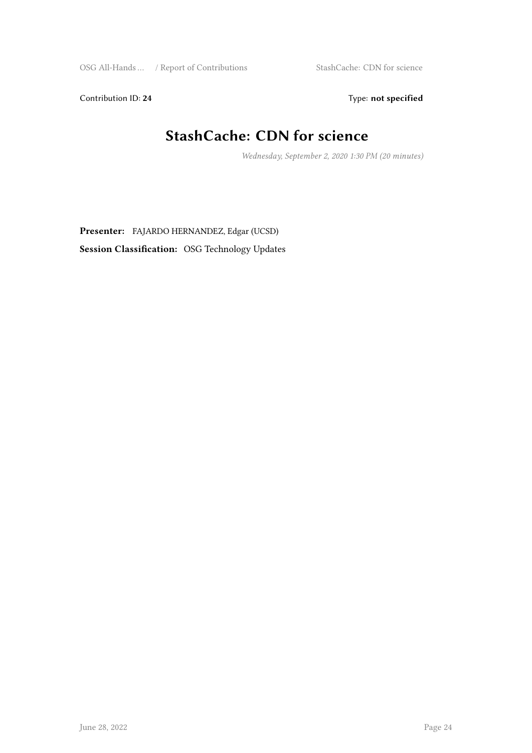Contribution ID: **24**

Type: **not specified**

# StashCache: CDN for science

*Wednesday, September 2, 2020 1:30 PM (20 minutes)*

**Presenter:** FAJARDO HERNANDEZ, Edgar (UCSD)

**Session Classification:** OSG Technology Updates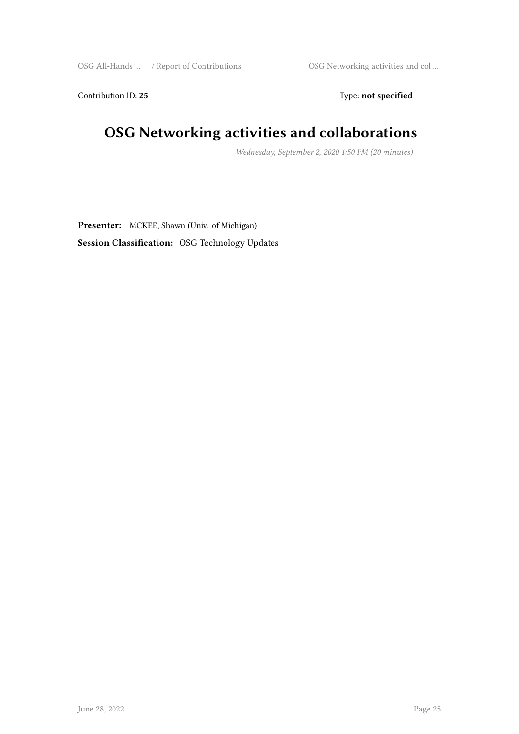Contribution ID: **25** Type: **not specified**

# OSG Networking activities and collaborations

*Wednesday, September 2, 2020 1:50 PM (20 minutes)*

**Presenter:** MCKEE, Shawn (Univ. of Michigan)

**Session Classification:** OSG Technology Updates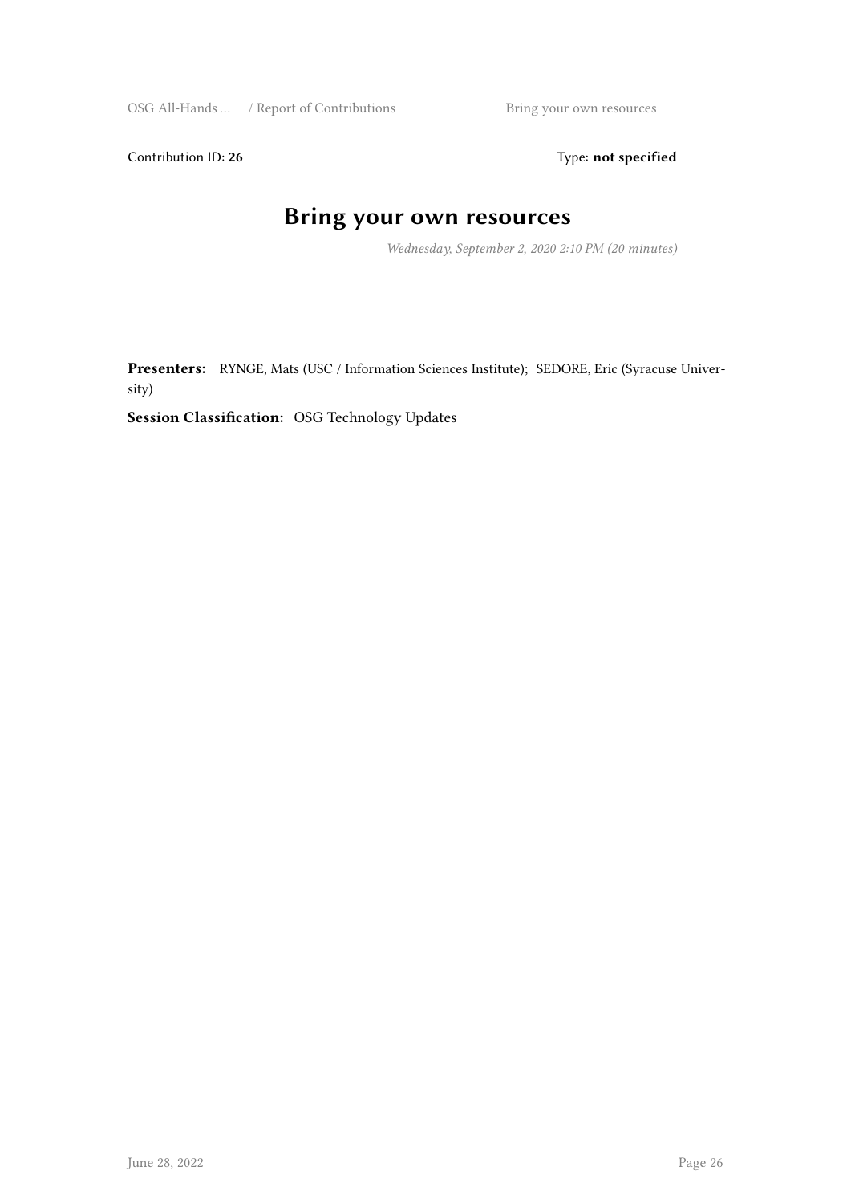Contribution ID: **26** Type: **not specified**

# Bring your own resources

*Wednesday, September 2, 2020 2:10 PM (20 minutes)*

**Presenters:** RYNGE, Mats (USC / Information Sciences Institute); SEDORE, Eric (Syracuse University)

**Session Classification:** OSG Technology Updates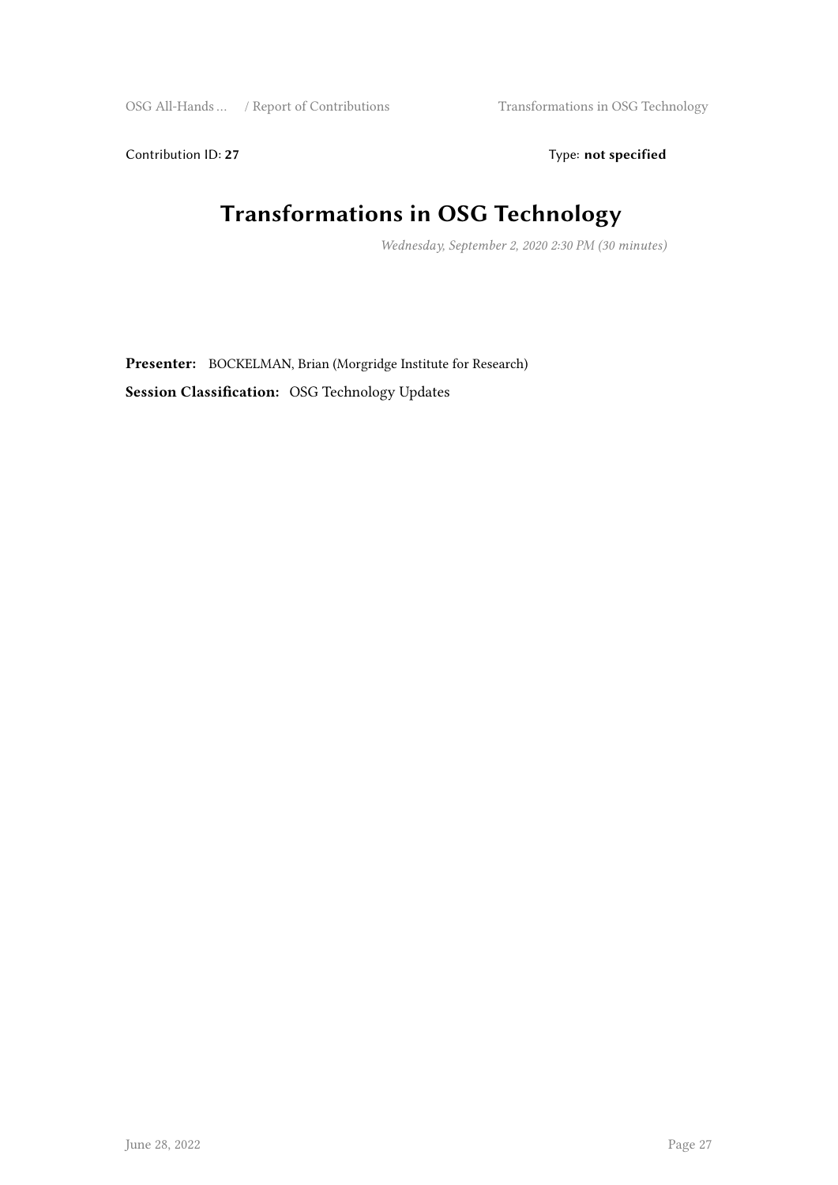Contribution ID: **27** Type: **not specified**

# Transformations in OSG Technology

*Wednesday, September 2, 2020 2:30 PM (30 minutes)*

**Presenter:** BOCKELMAN, Brian (Morgridge Institute for Research)

**Session Classification:** OSG Technology Updates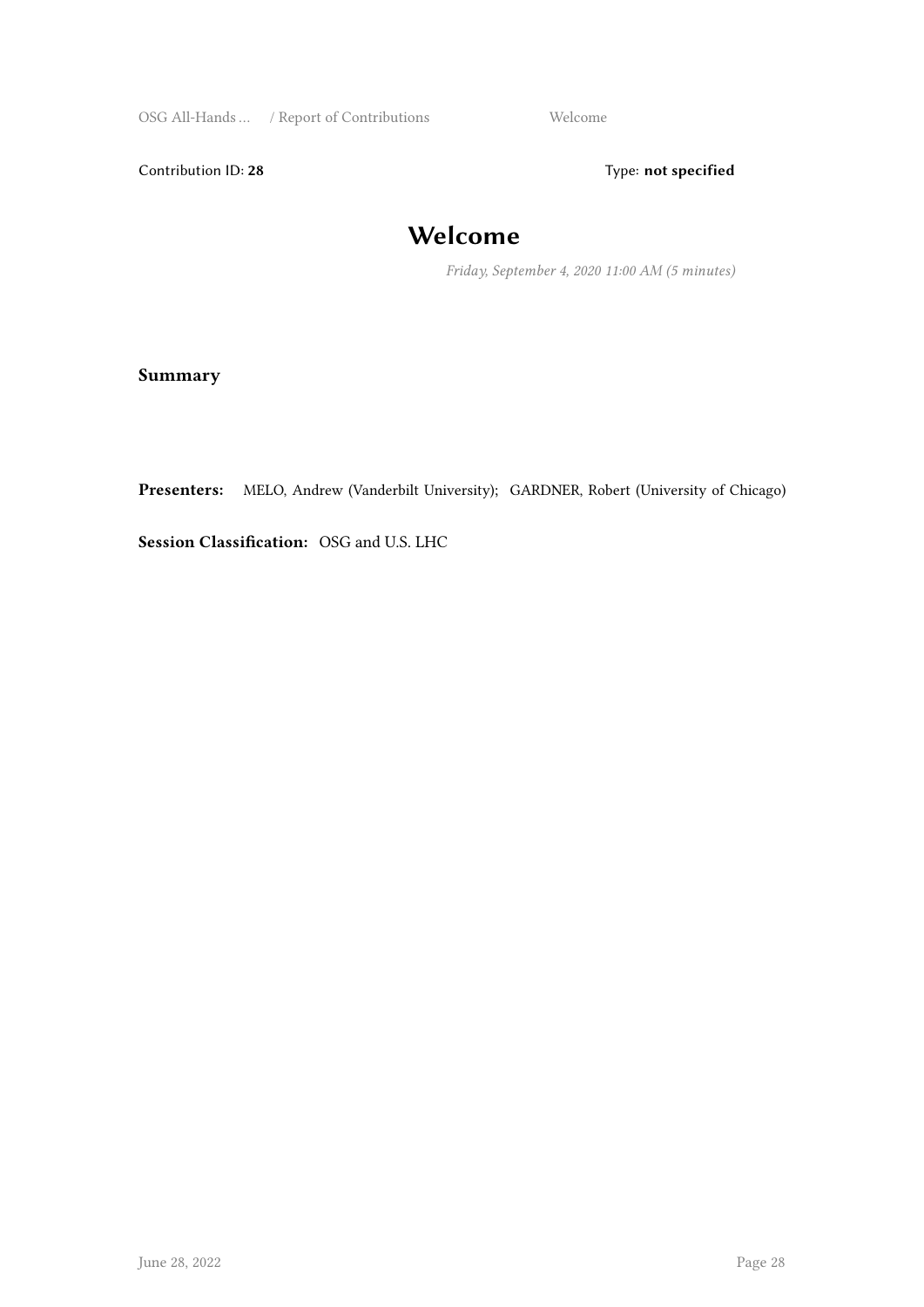Contribution ID: **28**

Type: **not specified**

# Welcome

*Friday, September 4, 2020 11:00 AM (5 minutes)*

**Summary**

**Presenters:** MELO, Andrew (Vanderbilt University); GARDNER, Robert (University of Chicago)

**Session Classification:** OSG and U.S. LHC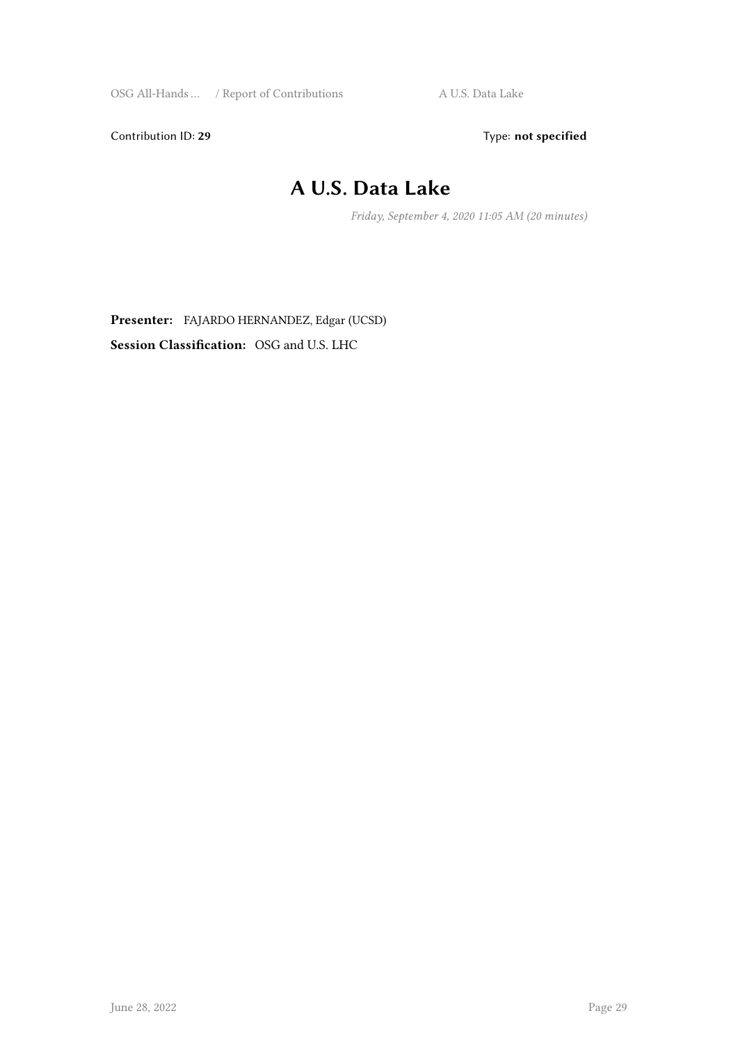Contribution ID: **29** Type: **not specified**

# A U.S. Data Lake

*Friday, September 4, 2020 11:05 AM (20 minutes)*

**Presenter:** FAJARDO HERNANDEZ, Edgar (UCSD)

**Session Classification:** OSG and U.S. LHC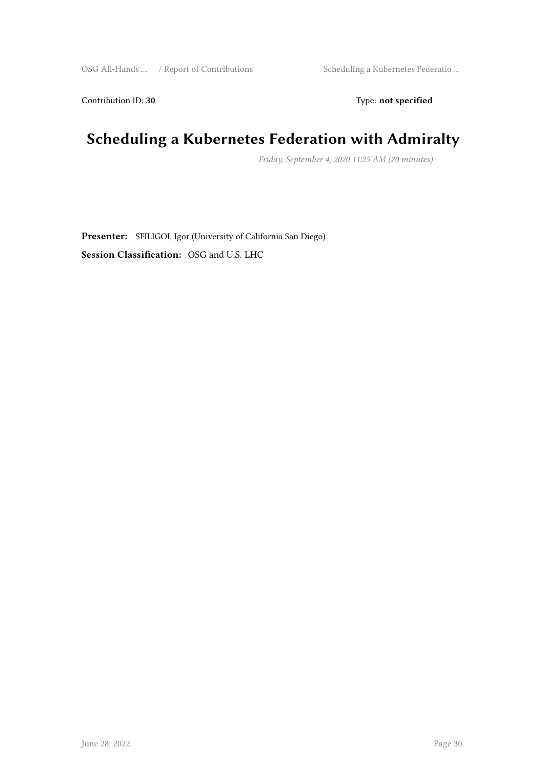Contribution ID: **30** Type: **not specified**

# Scheduling a Kubernetes Federation with Admiralty

*Friday, September 4, 2020 11:25 AM (20 minutes)*

**Presenter:** SFILIGOI, Igor (University of California San Diego)

**Session Classification:** OSG and U.S. LHC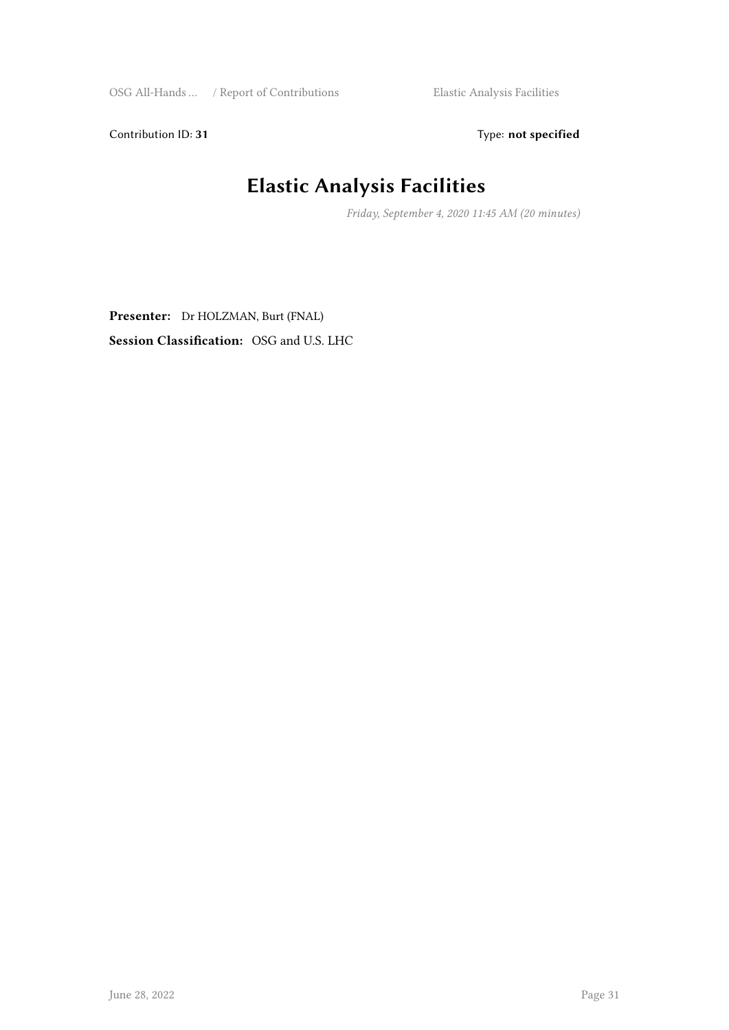Contribution ID: **31** Type: **not specified**

# Elastic Analysis Facilities

*Friday, September 4, 2020 11:45 AM (20 minutes)*

**Presenter:** Dr HOLZMAN, Burt (FNAL)

**Session Classification:** OSG and U.S. LHC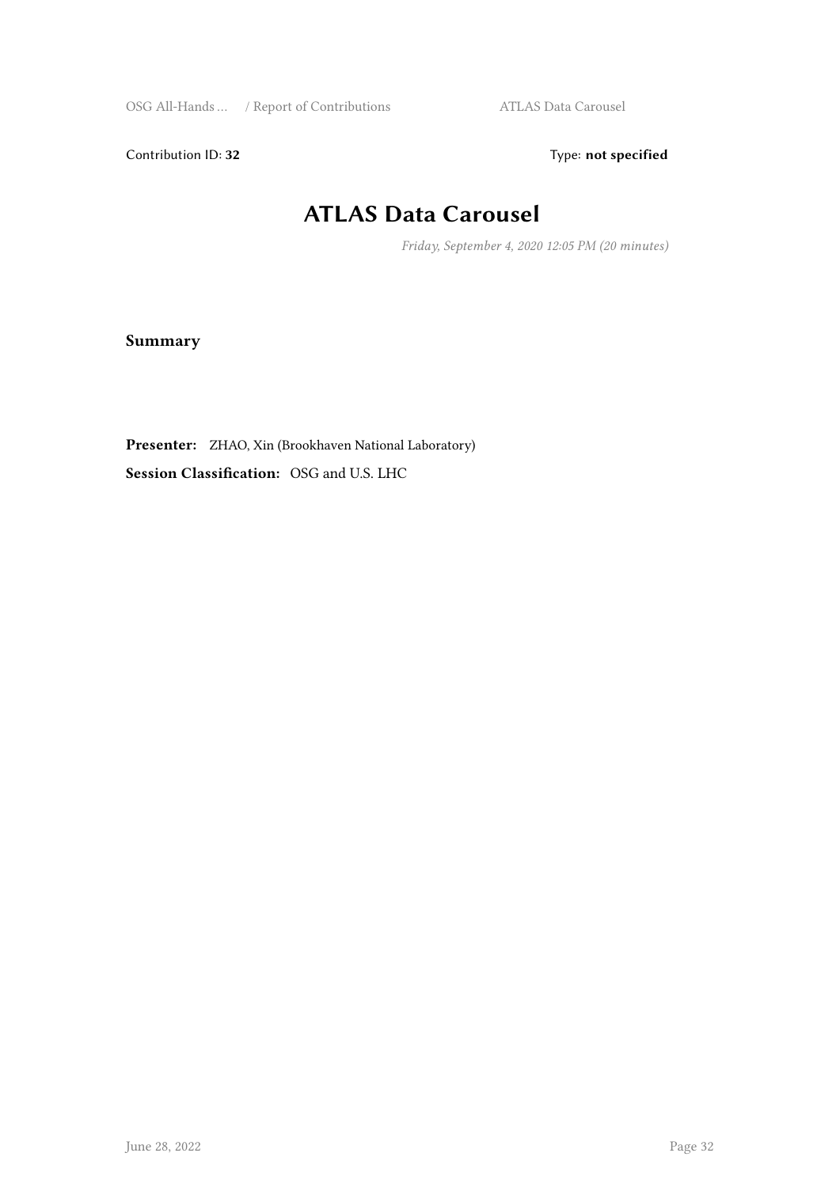Contribution ID: **32** Type: **not specified**

# ATLAS Data Carousel

*Friday, September 4, 2020 12:05 PM (20 minutes)*

**Summary**

**Presenter:** ZHAO, Xin (Brookhaven National Laboratory)

**Session Classification:** OSG and U.S. LHC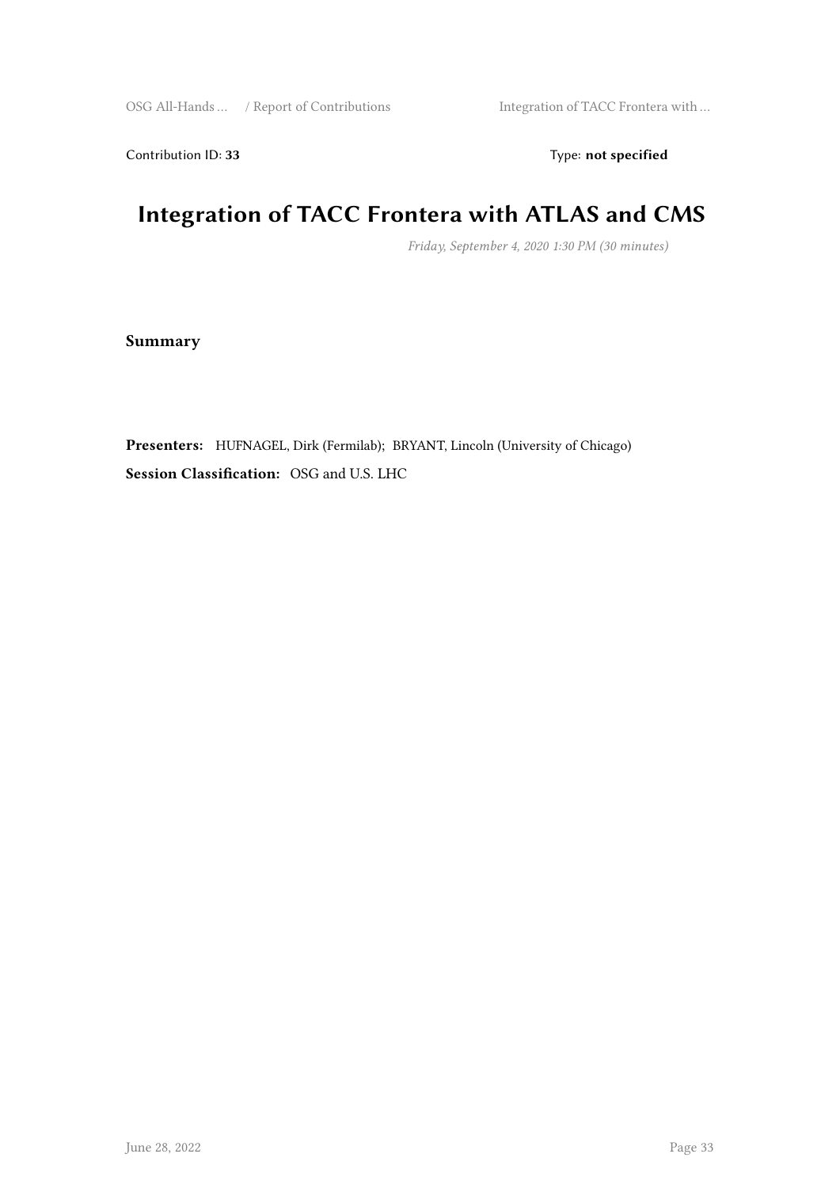Contribution ID: **33** Type: **not specified**

# Integration of TACC Frontera with ATLAS and CMS

*Friday, September 4, 2020 1:30 PM (30 minutes)*

**Summary**

**Presenters:** HUFNAGEL, Dirk (Fermilab); BRYANT, Lincoln (University of Chicago)

**Session Classification:** OSG and U.S. LHC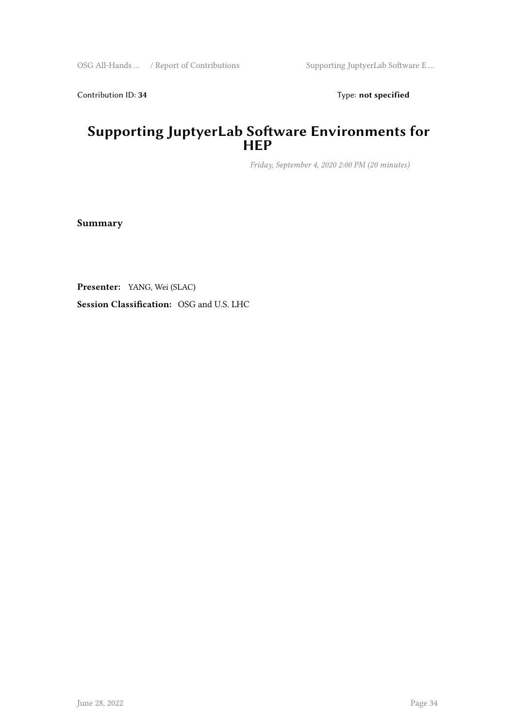Contribution ID: **34** Type: **not specified**

# Supporting JuptyerLab Software Environments for HEP

*Friday, September 4, 2020 2:00 PM (20 minutes)*

**Summary**

**Presenter:** YANG, Wei (SLAC)

**Session Classification:** OSG and U.S. LHC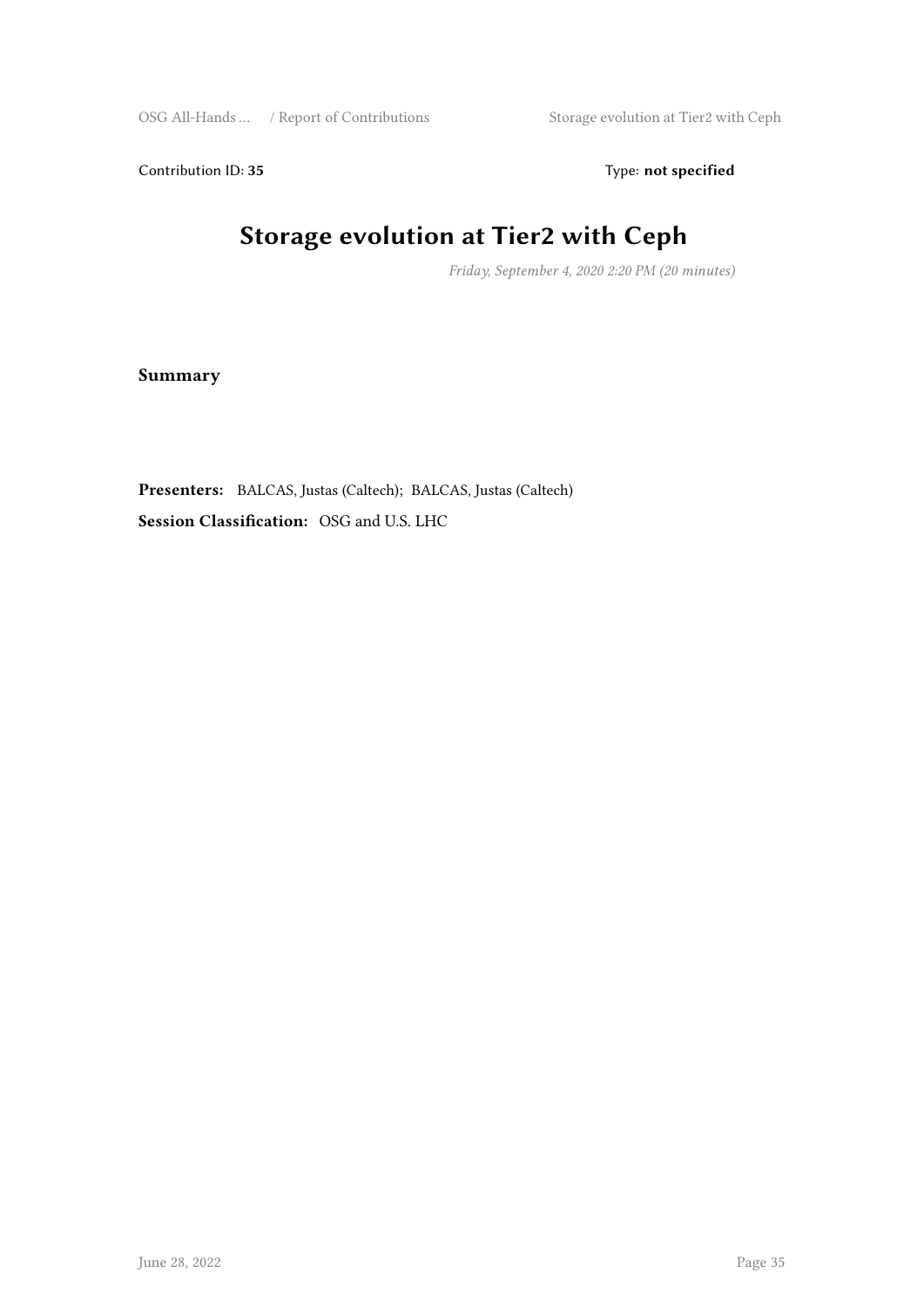Contribution ID: **35** Type: **not specified**

# Storage evolution at Tier2 with Ceph

*Friday, September 4, 2020 2:20 PM (20 minutes)*

**Summary**

**Presenters:** BALCAS, Justas (Caltech); BALCAS, Justas (Caltech)

**Session Classification:** OSG and U.S. LHC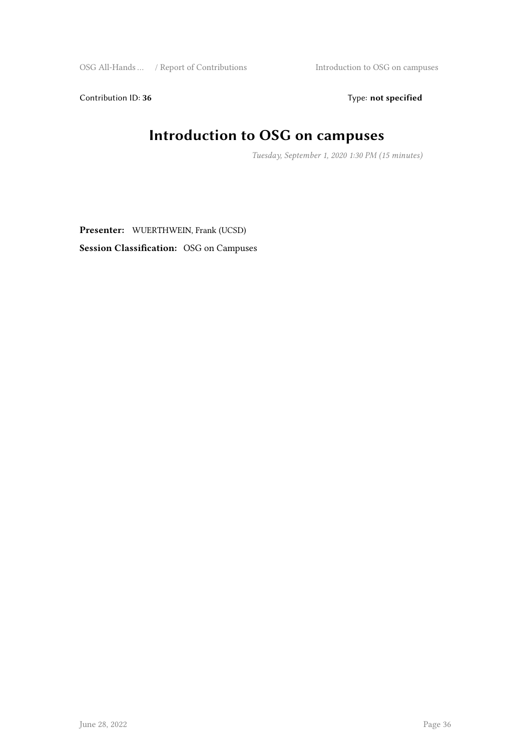Contribution ID: **36** Type: **not specified**

# Introduction to OSG on campuses

*Tuesday, September 1, 2020 1:30 PM (15 minutes)*

**Presenter:** WUERTHWEIN, Frank (UCSD)

**Session Classification:** OSG on Campuses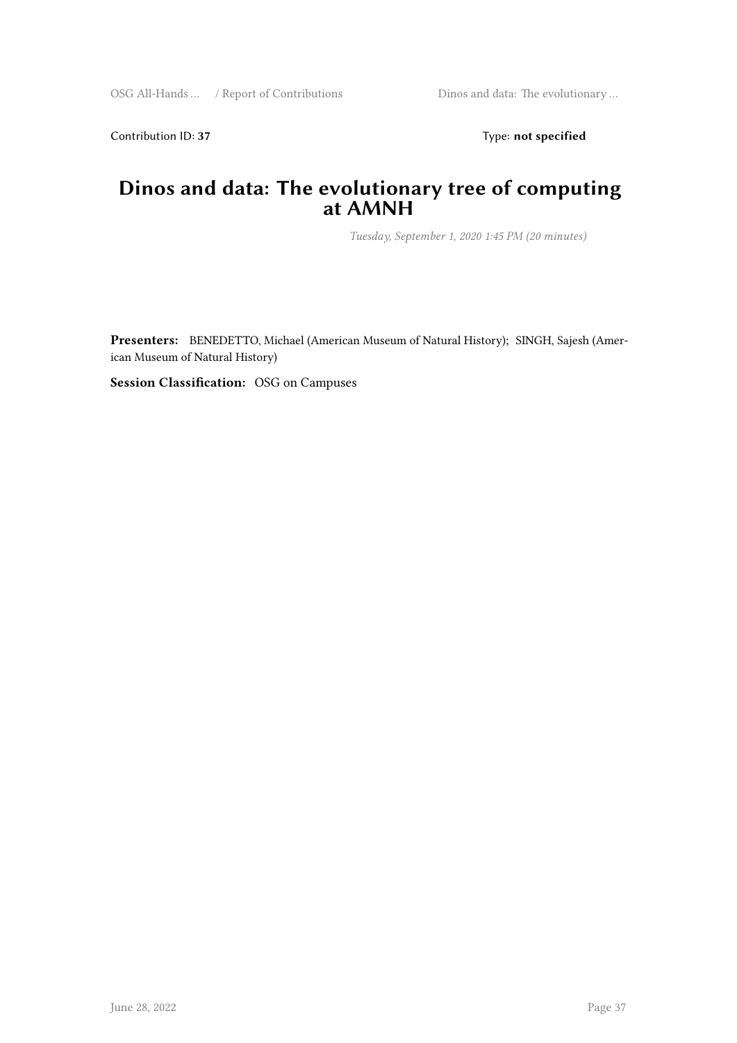Contribution ID: **37** Type: **not specified**

# Dinos and data: The evolutionary tree of computing at AMNH

*Tuesday, September 1, 2020 1:45 PM (20 minutes)*

**Presenters:** BENEDETTO, Michael (American Museum of Natural History); SINGH, Sajesh (American Museum of Natural History)

**Session Classification:** OSG on Campuses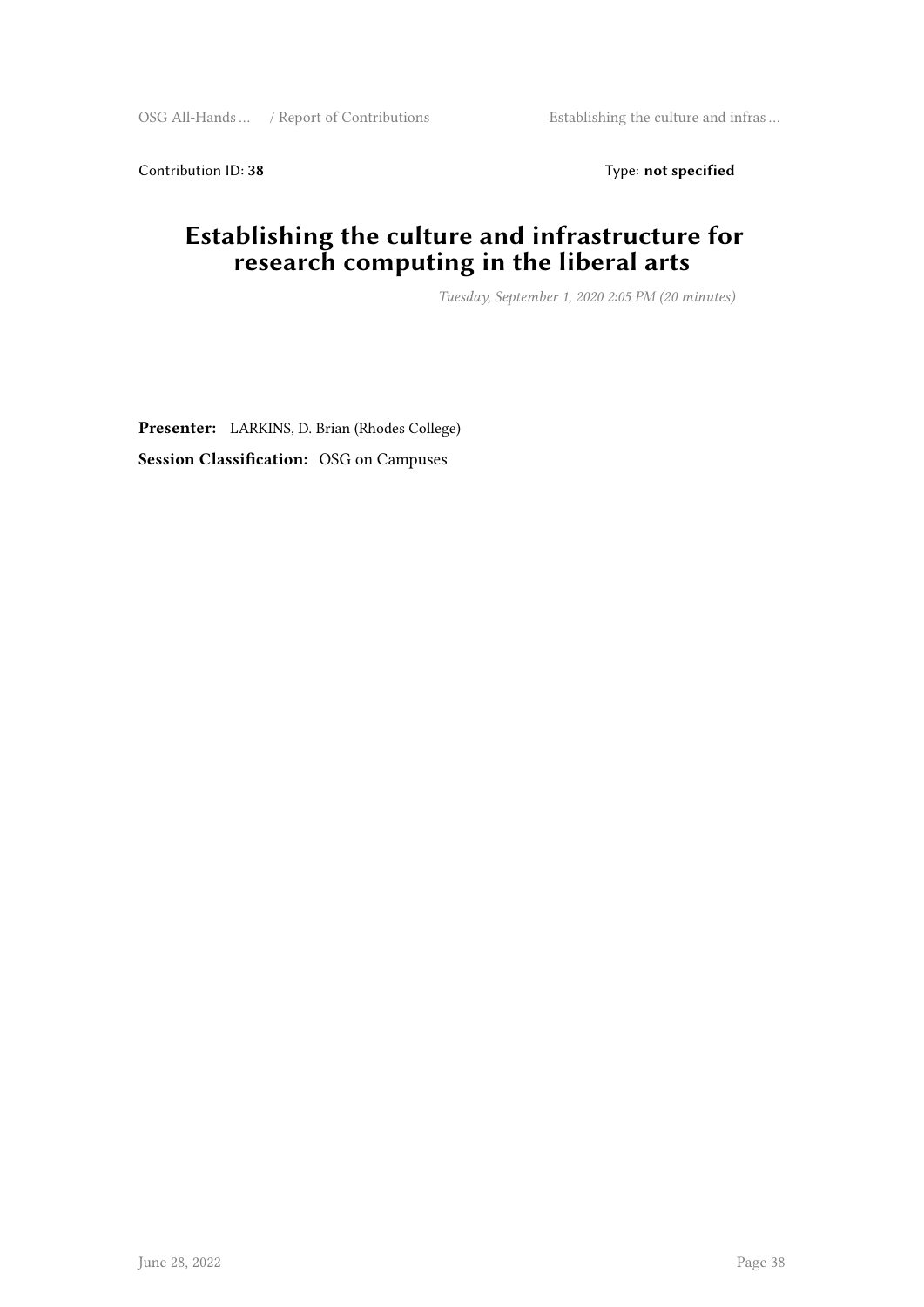Contribution ID: **38** Type: **not specified**

# Establishing the culture and infrastructure for research computing in the liberal arts

*Tuesday, September 1, 2020 2:05 PM (20 minutes)*

**Presenter:** LARKINS, D. Brian (Rhodes College)

**Session Classification:** OSG on Campuses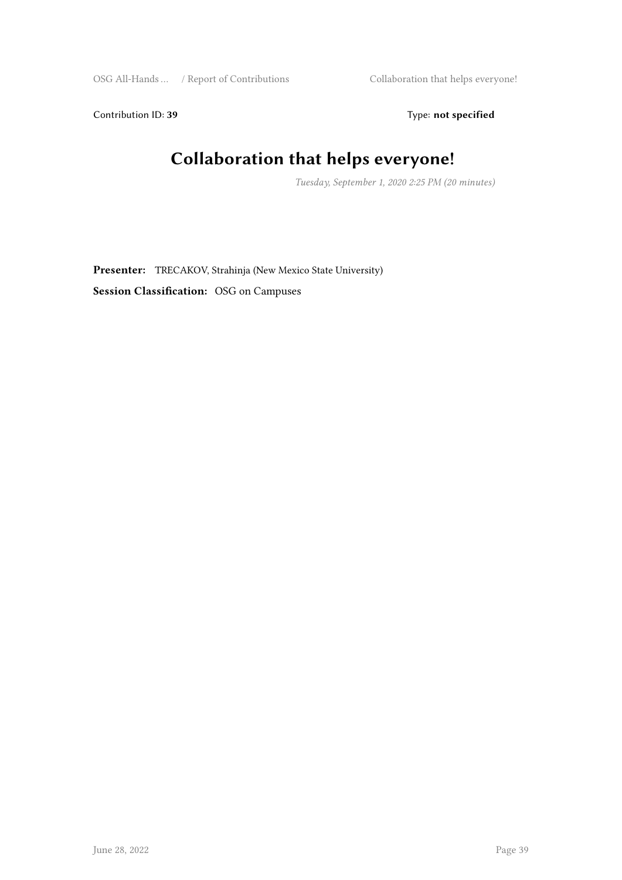Contribution ID: **39** Type: **not specified**

# Collaboration that helps everyone!

*Tuesday, September 1, 2020 2:25 PM (20 minutes)*

**Presenter:** TRECAKOV, Strahinja (New Mexico State University)

**Session Classification:** OSG on Campuses